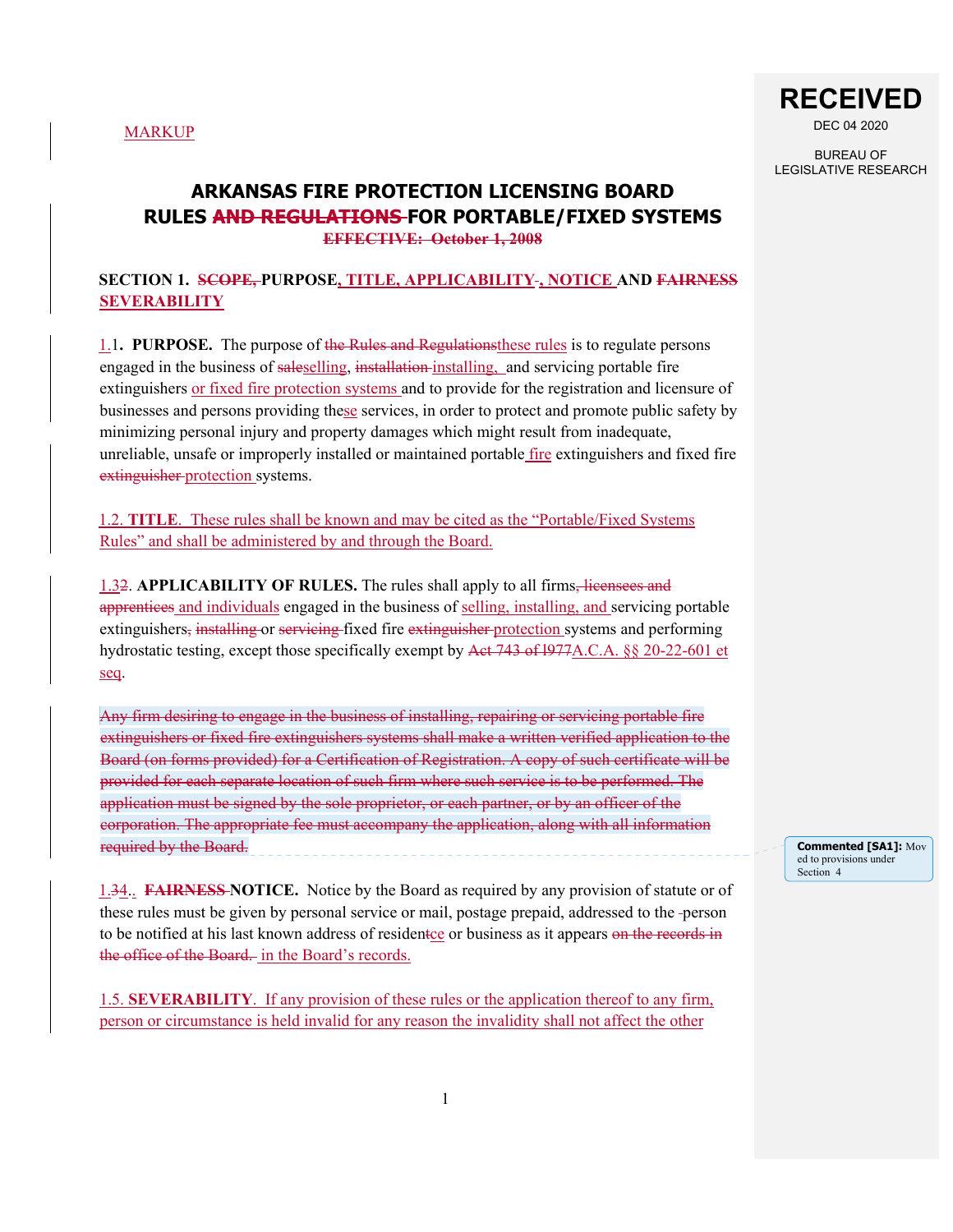MARKUP

# ARKANSAS FIRE PROTECTION LICENSING BOARD
# RULES ~~AND REGULATIONS~~ FOR PORTABLE/FIXED SYSTEMS

~~EFFECTIVE: October 1, 2008~~

**SECTION 1. ~~SCOPE,~~ PURPOSE, TITLE, APPLICABILITY~~-~~, NOTICE AND ~~FAIRNESS~~ SEVERABILITY**

1.1**. PURPOSE.** The purpose of ~~the Rules and Regulations~~these rules is to regulate persons engaged in the business of ~~sale~~selling, ~~installation~~ installing, and servicing portable fire extinguishers or fixed fire protection systems and to provide for the registration and licensure of businesses and persons providing these services, in order to protect and promote public safety by minimizing personal injury and property damages which might result from inadequate, unreliable, unsafe or improperly installed or maintained portable fire extinguishers and fixed fire ~~extinguisher~~ protection systems.

1.2. **TITLE**. These rules shall be known and may be cited as the "Portable/Fixed Systems Rules" and shall be administered by and through the Board.

1.3~~2~~. **APPLICABILITY OF RULES.** The rules shall apply to all firms~~, licensees and apprentices~~ and individuals engaged in the business of selling, installing, and servicing portable extinguishers~~, installing~~ or ~~servicing~~ fixed fire ~~extinguisher~~ protection systems and performing hydrostatic testing, except those specifically exempt by ~~Act 743 of 1977~~A.C.A. §§ 20-22-601 et seq.

~~Any firm desiring to engage in the business of installing, repairing or servicing portable fire extinguishers or fixed fire extinguishers systems shall make a written verified application to the Board (on forms provided) for a Certification of Registration. A copy of such certificate will be provided for each separate location of such firm where such service is to be performed. The application must be signed by the sole proprietor, or each partner, or by an officer of the corporation. The appropriate fee must accompany the application, along with all information required by the Board.~~

Commented [SA1]: Moved to provisions under Section 4

1.~~3~~4.. ~~**FAIRNESS**~~ **NOTICE.** Notice by the Board as required by any provision of statute or of these rules must be given by personal service or mail, postage prepaid, addressed to the person to be notified at his last known address of residen~~t~~ce or business as it appears ~~on the records in the office of the Board.~~ in the Board's records.

1.5. **SEVERABILITY**. If any provision of these rules or the application thereof to any firm, person or circumstance is held invalid for any reason the invalidity shall not affect the other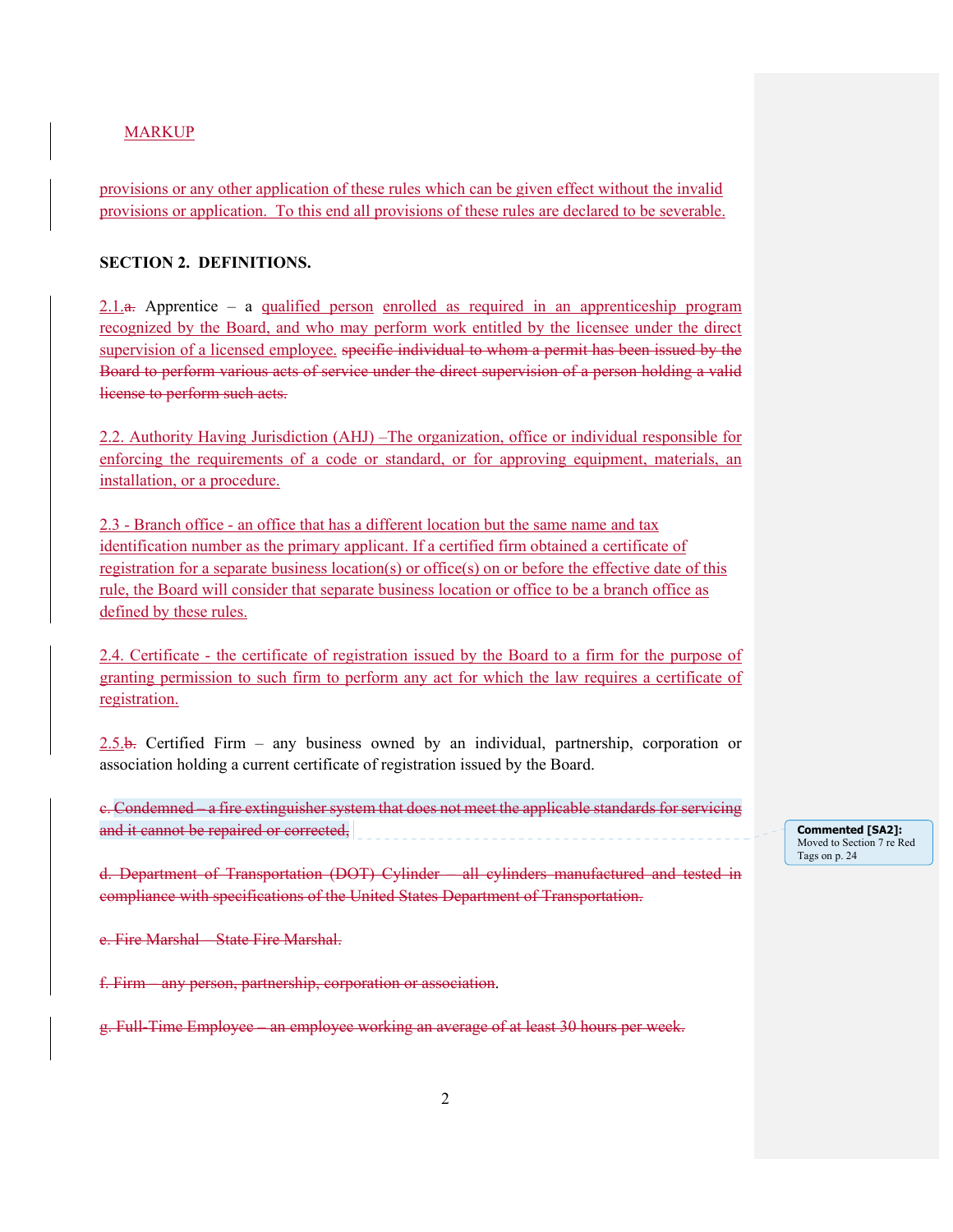MARKUP

provisions or any other application of these rules which can be given effect without the invalid provisions or application. To this end all provisions of these rules are declared to be severable.

**SECTION 2. DEFINITIONS.**

2.1.~~a.~~ Apprentice – a qualified person enrolled as required in an apprenticeship program recognized by the Board, and who may perform work entitled by the licensee under the direct supervision of a licensed employee. ~~specific individual to whom a permit has been issued by the Board to perform various acts of service under the direct supervision of a person holding a valid license to perform such acts.~~

2.2. Authority Having Jurisdiction (AHJ) –The organization, office or individual responsible for enforcing the requirements of a code or standard, or for approving equipment, materials, an installation, or a procedure.

2.3 - Branch office - an office that has a different location but the same name and tax identification number as the primary applicant. If a certified firm obtained a certificate of registration for a separate business location(s) or office(s) on or before the effective date of this rule, the Board will consider that separate business location or office to be a branch office as defined by these rules.

2.4. Certificate - the certificate of registration issued by the Board to a firm for the purpose of granting permission to such firm to perform any act for which the law requires a certificate of registration.

2.5.~~b.~~ Certified Firm – any business owned by an individual, partnership, corporation or association holding a current certificate of registration issued by the Board.

~~c. Condemned – a fire extinguisher system that does not meet the applicable standards for servicing and it cannot be repaired or corrected.~~

Commented [SA2]: Moved to Section 7 re Red Tags on p. 24

~~d. Department of Transportation (DOT) Cylinder – all cylinders manufactured and tested in compliance with specifications of the United States Department of Transportation.~~

~~e. Fire Marshal – State Fire Marshal.~~

~~f. Firm – any person, partnership, corporation or association.~~

~~g. Full-Time Employee – an employee working an average of at least 30 hours per week.~~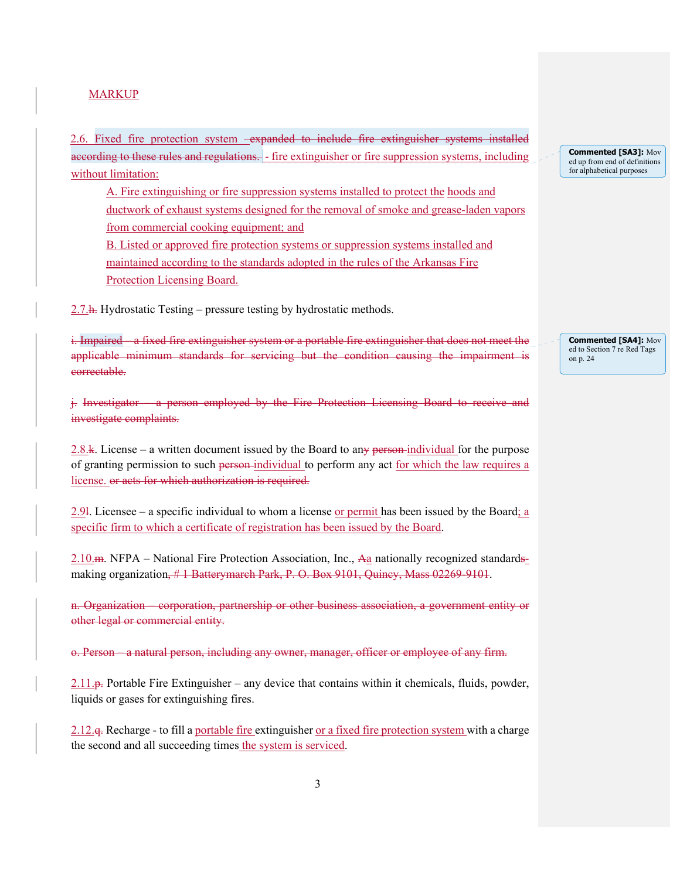MARKUP

2.6. Fixed fire protection system –~~expanded to include fire extinguisher systems installed according to these rules and regulations.~~ - fire extinguisher or fire suppression systems, including without limitation:

A. Fire extinguishing or fire suppression systems installed to protect the hoods and ductwork of exhaust systems designed for the removal of smoke and grease-laden vapors from commercial cooking equipment; and

B. Listed or approved fire protection systems or suppression systems installed and maintained according to the standards adopted in the rules of the Arkansas Fire Protection Licensing Board.

Commented [SA3]: Moved up from end of definitions for alphabetical purposes

2.7.~~h.~~ Hydrostatic Testing – pressure testing by hydrostatic methods.

~~i. Impaired – a fixed fire extinguisher system or a portable fire extinguisher that does not meet the applicable minimum standards for servicing but the condition causing the impairment is correctable.~~

Commented [SA4]: Moved to Section 7 re Red Tags on p. 24

~~j. Investigator – a person employed by the Fire Protection Licensing Board to receive and investigate complaints.~~

2.8.~~k~~. License – a written document issued by the Board to an~~y person~~ individual for the purpose of granting permission to such ~~person~~ individual to perform any act for which the law requires a license. ~~or acts for which authorization is required.~~

2.9~~l~~. Licensee – a specific individual to whom a license or permit has been issued by the Board; a specific firm to which a certificate of registration has been issued by the Board.

2.10.~~m~~. NFPA – National Fire Protection Association, Inc., ~~A~~a nationally recognized standard~~s~~-making organization~~, # 1 Batterymarch Park, P. O. Box 9101, Quincy, Mass 02269-9101~~.

~~n. Organization – corporation, partnership or other business association, a government entity or other legal or commercial entity.~~

~~o. Person – a natural person, including any owner, manager, officer or employee of any firm.~~

2.11.~~p.~~ Portable Fire Extinguisher – any device that contains within it chemicals, fluids, powder, liquids or gases for extinguishing fires.

2.12.~~q.~~ Recharge - to fill a portable fire extinguisher or a fixed fire protection system with a charge the second and all succeeding times the system is serviced.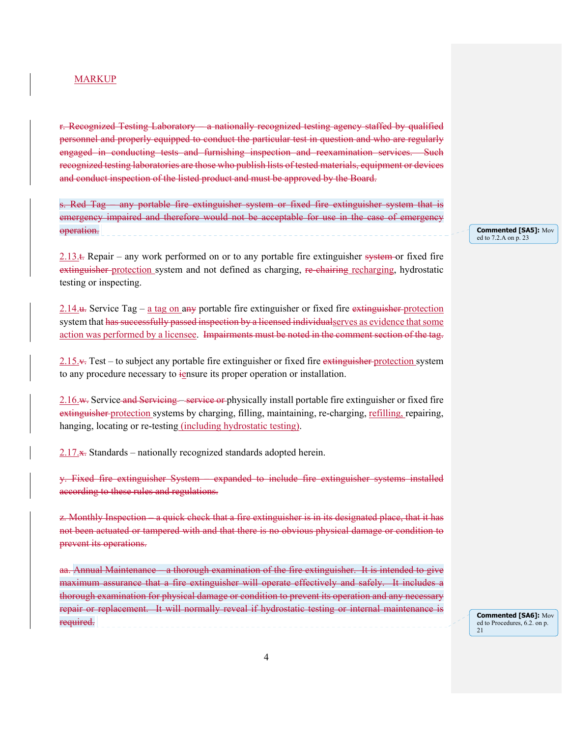MARKUP

~~r. Recognized Testing Laboratory – a nationally recognized testing agency staffed by qualified personnel and properly equipped to conduct the particular test in question and who are regularly engaged in conducting tests and furnishing inspection and reexamination services. Such recognized testing laboratories are those who publish lists of tested materials, equipment or devices and conduct inspection of the listed product and must be approved by the Board.~~

~~s. Red Tag – any portable fire extinguisher system or fixed fire extinguisher system that is emergency impaired and therefore would not be acceptable for use in the case of emergency operation.~~

Commented [SA5]: Moved to 7.2.A on p. 23

2.13.~~t.~~ Repair – any work performed on or to any portable fire extinguisher ~~system~~ or fixed fire ~~extinguisher~~ protection system and not defined as charging, ~~re-chairing~~ recharging, hydrostatic testing or inspecting.

2.14.~~u.~~ Service Tag – a tag on ~~any~~ portable fire extinguisher or fixed fire ~~extinguisher~~ protection system that ~~has successfully passed inspection by a licensed individual~~serves as evidence that some action was performed by a licensee. ~~Impairments must be noted in the comment section of the tag.~~

2.15.~~v.~~ Test – to subject any portable fire extinguisher or fixed fire ~~extinguisher~~ protection system to any procedure necessary to ~~i~~ensure its proper operation or installation.

2.16.~~w.~~ Service ~~and Servicing – service or~~ physically install portable fire extinguisher or fixed fire ~~extinguisher~~ protection systems by charging, filling, maintaining, re-charging, refilling, repairing, hanging, locating or re-testing (including hydrostatic testing).

2.17.~~x.~~ Standards – nationally recognized standards adopted herein.

~~y. Fixed fire extinguisher System – expanded to include fire extinguisher systems installed according to these rules and regulations.~~

~~z. Monthly Inspection – a quick check that a fire extinguisher is in its designated place, that it has not been actuated or tampered with and that there is no obvious physical damage or condition to prevent its operations.~~

~~aa. Annual Maintenance – a thorough examination of the fire extinguisher. It is intended to give maximum assurance that a fire extinguisher will operate effectively and safely. It includes a thorough examination for physical damage or condition to prevent its operation and any necessary repair or replacement. It will normally reveal if hydrostatic testing or internal maintenance is required.~~

Commented [SA6]: Moved to Procedures, 6.2. on p. 21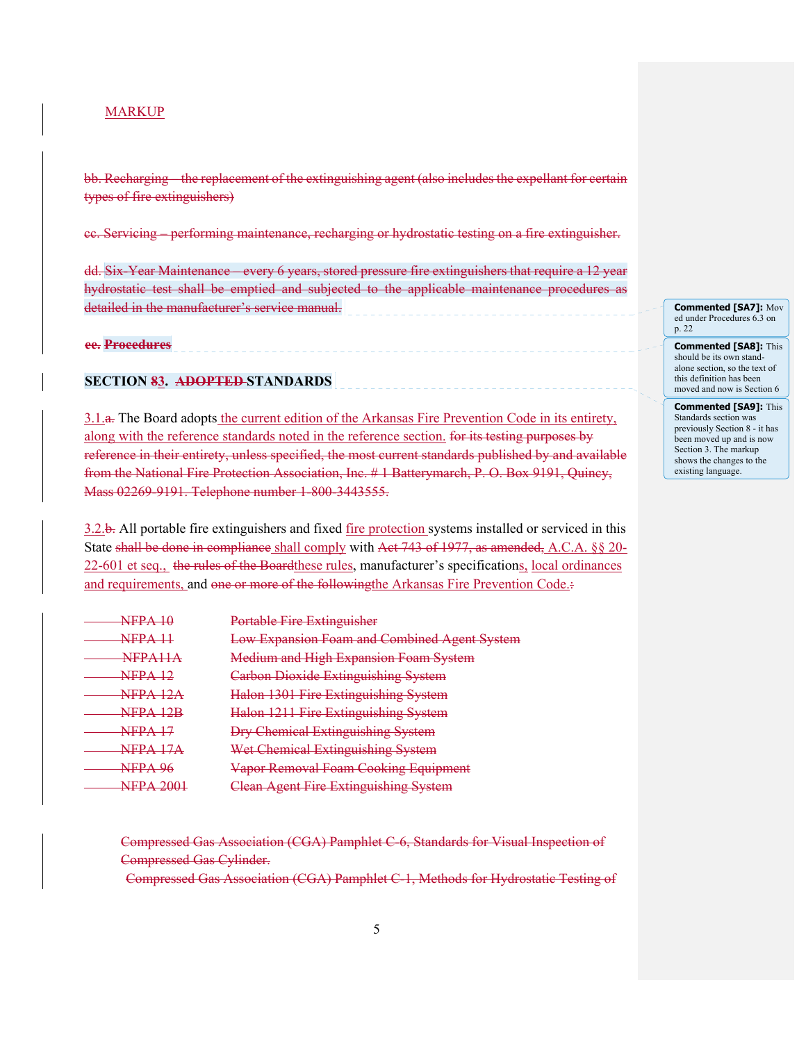MARKUP

~~bb. Recharging – the replacement of the extinguishing agent (also includes the expellant for certain types of fire extinguishers)~~

~~cc. Servicing – performing maintenance, recharging or hydrostatic testing on a fire extinguisher.~~

~~dd. Six-Year Maintenance – every 6 years, stored pressure fire extinguishers that require a 12 year hydrostatic test shall be emptied and subjected to the applicable maintenance procedures as detailed in the manufacturer's service manual.~~

~~ee. **Procedures**~~

**SECTION ~~8~~3. ~~ADOPTED~~ STANDARDS**

3.1.~~a.~~ The Board adopts the current edition of the Arkansas Fire Prevention Code in its entirety, along with the reference standards noted in the reference section. ~~for its testing purposes by reference in their entirety, unless specified, the most current standards published by and available from the National Fire Protection Association, Inc. # 1 Batterymarch, P. O. Box 9191, Quincy, Mass 02269-9191. Telephone number 1-800-3443555.~~

3.2.~~b.~~ All portable fire extinguishers and fixed fire protection systems installed or serviced in this State ~~shall be done in compliance~~ shall comply with ~~Act 743 of 1977, as amended,~~ A.C.A. §§ 20-22-601 et seq., ~~the rules of the Board~~these rules, manufacturer's specifications, local ordinances and requirements, and ~~one or more of the following~~the Arkansas Fire Prevention Code.~~:~~

| | |
|---|---|
| ~~NFPA 10~~ | ~~Portable Fire Extinguisher~~ |
| ~~NFPA 11~~ | ~~Low Expansion Foam and Combined Agent System~~ |
| ~~NFPA11A~~ | ~~Medium and High Expansion Foam System~~ |
| ~~NFPA 12~~ | ~~Carbon Dioxide Extinguishing System~~ |
| ~~NFPA 12A~~ | ~~Halon 1301 Fire Extinguishing System~~ |
| ~~NFPA 12B~~ | ~~Halon 1211 Fire Extinguishing System~~ |
| ~~NFPA 17~~ | ~~Dry Chemical Extinguishing System~~ |
| ~~NFPA 17A~~ | ~~Wet Chemical Extinguishing System~~ |
| ~~NFPA 96~~ | ~~Vapor Removal Foam Cooking Equipment~~ |
| ~~NFPA 2001~~ | ~~Clean Agent Fire Extinguishing System~~ |

~~Compressed Gas Association (CGA) Pamphlet C-6, Standards for Visual Inspection of Compressed Gas Cylinder.~~

~~Compressed Gas Association (CGA) Pamphlet C-1, Methods for Hydrostatic Testing of~~

**Commented [SA7]:** Moved under Procedures 6.3 on p. 22

**Commented [SA8]:** This should be its own stand-alone section, so the text of this definition has been moved and now is Section 6

**Commented [SA9]:** This Standards section was previously Section 8 - it has been moved up and is now Section 3. The markup shows the changes to the existing language.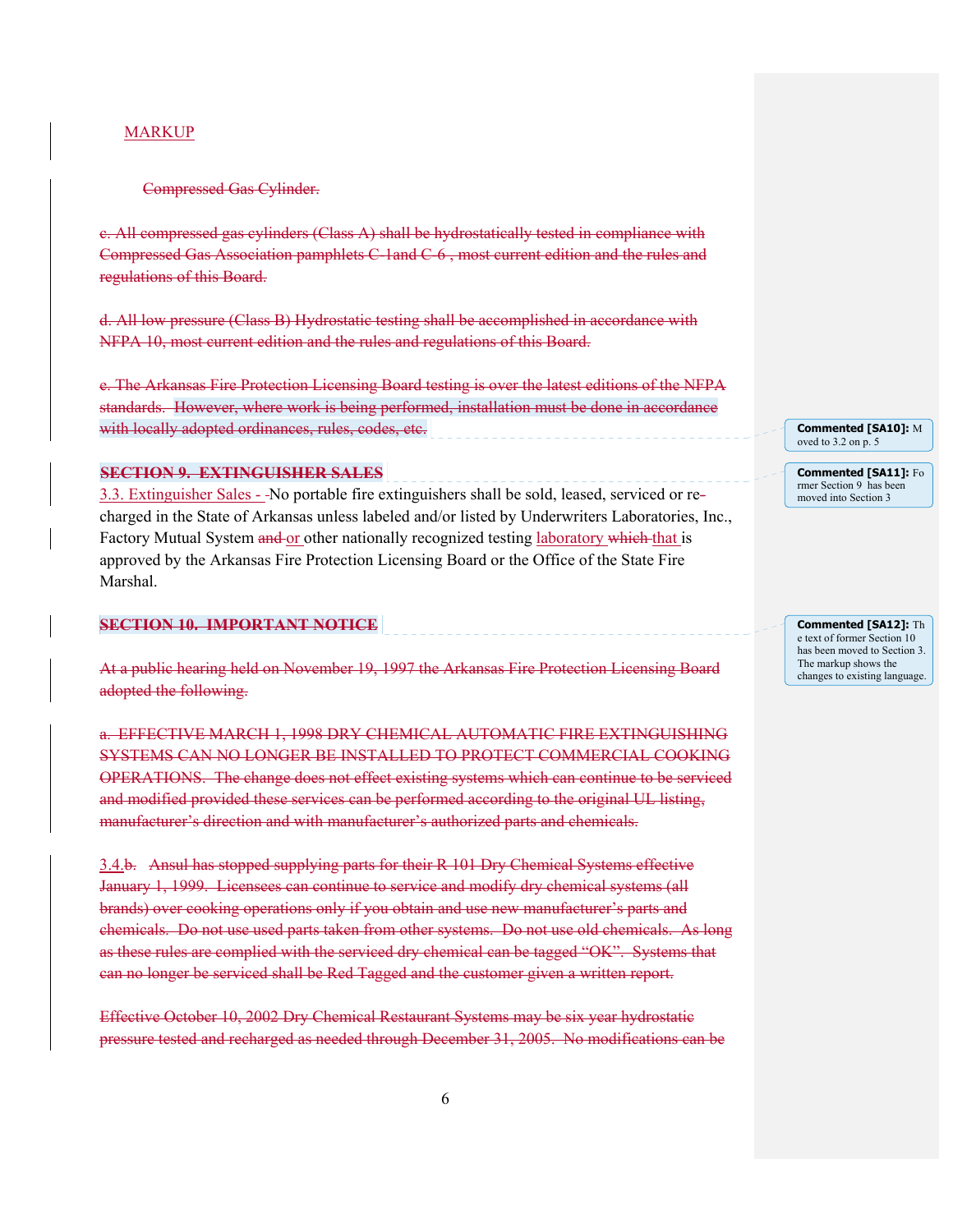MARKUP

~~Compressed Gas Cylinder.~~

~~c. All compressed gas cylinders (Class A) shall be hydrostatically tested in compliance with Compressed Gas Association pamphlets C-1and C-6 , most current edition and the rules and regulations of this Board.~~

~~d. All low pressure (Class B) Hydrostatic testing shall be accomplished in accordance with NFPA 10, most current edition and the rules and regulations of this Board.~~

~~e. The Arkansas Fire Protection Licensing Board testing is over the latest editions of the NFPA standards. However, where work is being performed, installation must be done in accordance with locally adopted ordinances, rules, codes, etc.~~

**Commented [SA10]:** Moved to 3.2 on p. 5

~~**SECTION 9. EXTINGUISHER SALES**~~

**Commented [SA11]:** Former Section 9 has been moved into Section 3

3.3. Extinguisher Sales - ~~-~~No portable fire extinguishers shall be sold, leased, serviced or re~~-~~charged in the State of Arkansas unless labeled and/or listed by Underwriters Laboratories, Inc., Factory Mutual System ~~and~~ or other nationally recognized testing laboratory ~~which~~ that is approved by the Arkansas Fire Protection Licensing Board or the Office of the State Fire Marshal.

~~**SECTION 10. IMPORTANT NOTICE**~~

**Commented [SA12]:** The text of former Section 10 has been moved to Section 3. The markup shows the changes to existing language.

~~At a public hearing held on November 19, 1997 the Arkansas Fire Protection Licensing Board adopted the following.~~

~~a. EFFECTIVE MARCH 1, 1998 DRY CHEMICAL AUTOMATIC FIRE EXTINGUISHING SYSTEMS CAN NO LONGER BE INSTALLED TO PROTECT COMMERCIAL COOKING OPERATIONS. The change does not effect existing systems which can continue to be serviced and modified provided these services can be performed according to the original UL listing, manufacturer's direction and with manufacturer's authorized parts and chemicals.~~

3.4.~~b. Ansul has stopped supplying parts for their R-101 Dry Chemical Systems effective January 1, 1999. Licensees can continue to service and modify dry chemical systems (all brands) over cooking operations only if you obtain and use new manufacturer's parts and chemicals. Do not use used parts taken from other systems. Do not use old chemicals. As long as these rules are complied with the serviced dry chemical can be tagged "OK". Systems that can no longer be serviced shall be Red Tagged and the customer given a written report.~~

~~Effective October 10, 2002 Dry Chemical Restaurant Systems may be six year hydrostatic pressure tested and recharged as needed through December 31, 2005. No modifications can be~~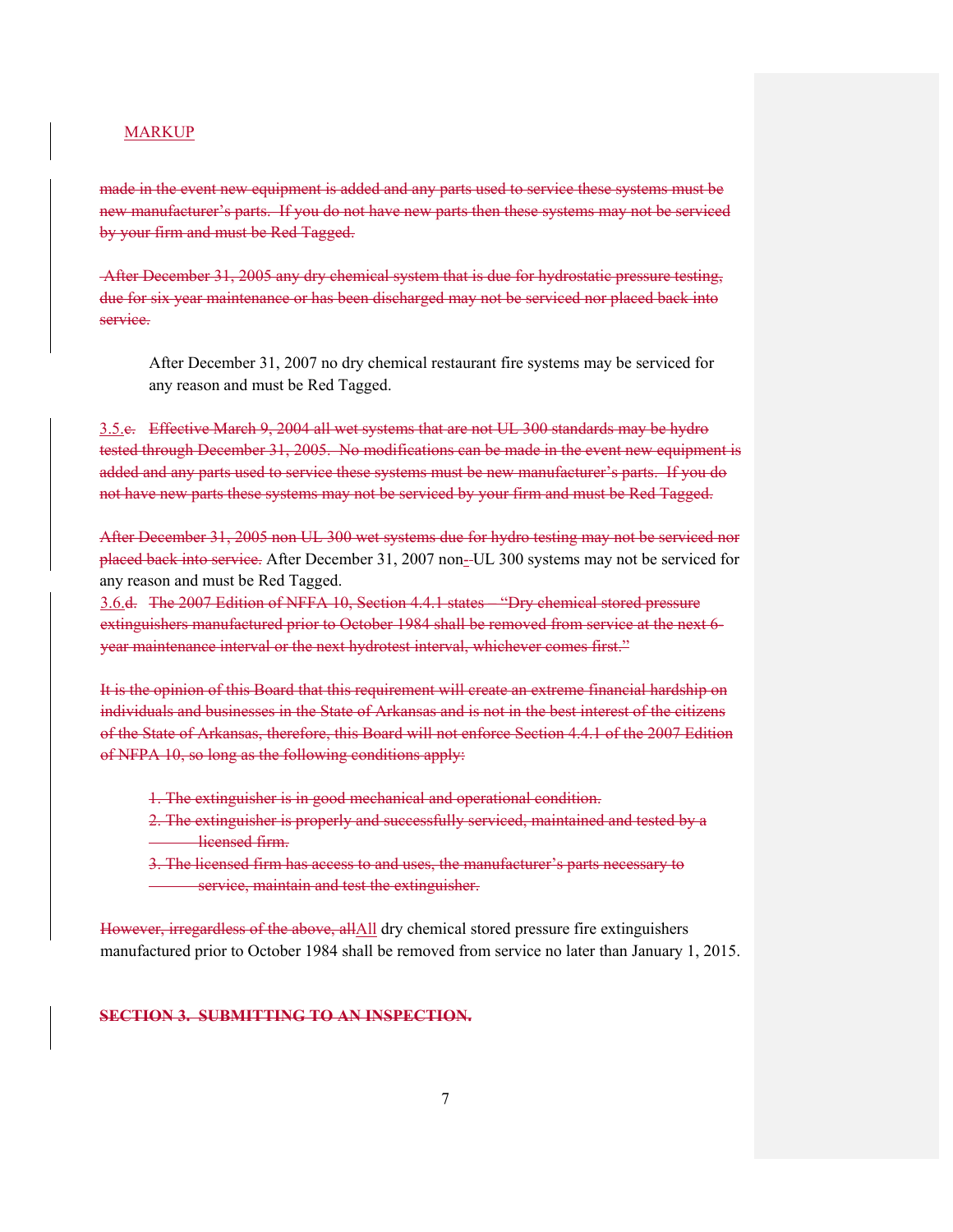MARKUP

~~made in the event new equipment is added and any parts used to service these systems must be new manufacturer's parts. If you do not have new parts then these systems may not be serviced by your firm and must be Red Tagged.~~

~~After December 31, 2005 any dry chemical system that is due for hydrostatic pressure testing, due for six year maintenance or has been discharged may not be serviced nor placed back into service.~~

After December 31, 2007 no dry chemical restaurant fire systems may be serviced for any reason and must be Red Tagged.

3.5.~~c.~~ ~~Effective March 9, 2004 all wet systems that are not UL 300 standards may be hydro tested through December 31, 2005. No modifications can be made in the event new equipment is added and any parts used to service these systems must be new manufacturer's parts. If you do not have new parts these systems may not be serviced by your firm and must be Red Tagged.~~

~~After December 31, 2005 non UL 300 wet systems due for hydro testing may not be serviced nor placed back into service.~~ After December 31, 2007 non-~~-~~UL 300 systems may not be serviced for any reason and must be Red Tagged.

3.6.~~d.~~ ~~The 2007 Edition of NFFA 10, Section 4.4.1 states – "Dry chemical stored pressure extinguishers manufactured prior to October 1984 shall be removed from service at the next 6-year maintenance interval or the next hydrotest interval, whichever comes first."~~

~~It is the opinion of this Board that this requirement will create an extreme financial hardship on individuals and businesses in the State of Arkansas and is not in the best interest of the citizens of the State of Arkansas, therefore, this Board will not enforce Section 4.4.1 of the 2007 Edition of NFPA 10, so long as the following conditions apply:~~

~~1. The extinguisher is in good mechanical and operational condition.~~
~~2. The extinguisher is properly and successfully serviced, maintained and tested by a licensed firm.~~
~~3. The licensed firm has access to and uses, the manufacturer's parts necessary to service, maintain and test the extinguisher.~~

~~However, irregardless of the above, all~~All dry chemical stored pressure fire extinguishers manufactured prior to October 1984 shall be removed from service no later than January 1, 2015.

~~**SECTION 3. SUBMITTING TO AN INSPECTION.**~~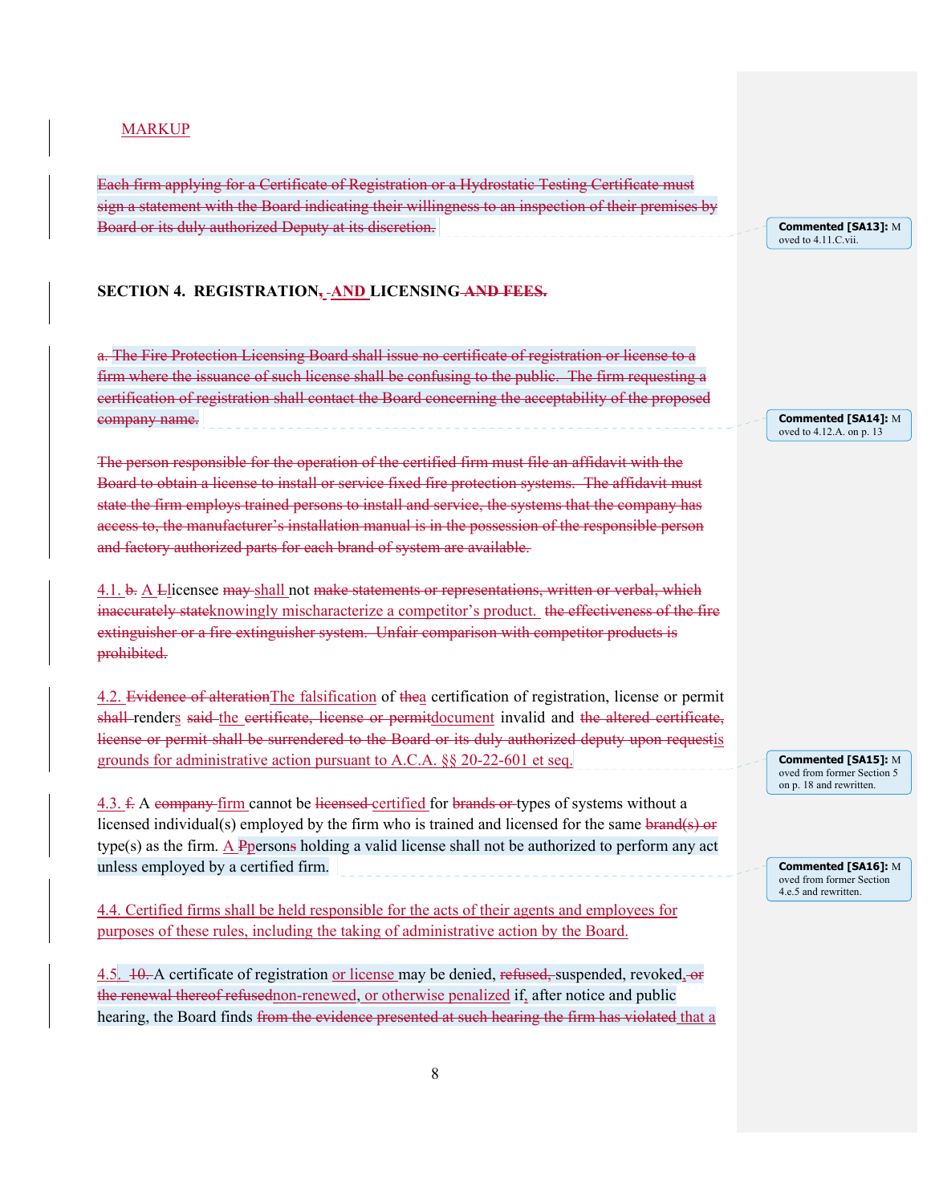MARKUP

~~Each firm applying for a Certificate of Registration or a Hydrostatic Testing Certificate must sign a statement with the Board indicating their willingness to an inspection of their premises by Board or its duly authorized Deputy at its discretion.~~

**Commented [SA13]:** Moved to 4.11.C.vii.

**SECTION 4. REGISTRATION, AND LICENSING ~~AND FEES.~~**

~~a. The Fire Protection Licensing Board shall issue no certificate of registration or license to a firm where the issuance of such license shall be confusing to the public. The firm requesting a certification of registration shall contact the Board concerning the acceptability of the proposed company name.~~

**Commented [SA14]:** Moved to 4.12.A. on p. 13

~~The person responsible for the operation of the certified firm must file an affidavit with the Board to obtain a license to install or service fixed fire protection systems. The affidavit must state the firm employs trained persons to install and service, the systems that the company has access to, the manufacturer's installation manual is in the possession of the responsible person and factory authorized parts for each brand of system are available.~~

4.1. ~~b.~~ A ~~L~~licensee ~~may~~ shall not ~~make statements or representations, written or verbal, which inaccurately state~~knowingly mischaracterize a competitor's product. ~~the effectiveness of the fire extinguisher or a fire extinguisher system. Unfair comparison with competitor products is prohibited.~~

4.2. ~~Evidence of alteration~~The falsification of ~~the~~a certification of registration, license or permit ~~shall~~ renders ~~said~~ the ~~certificate, license or permit~~document invalid and ~~the altered certificate, license or permit shall be surrendered to the Board or its duly authorized deputy upon request~~is grounds for administrative action pursuant to A.C.A. §§ 20-22-601 et seq.

**Commented [SA15]:** Moved from former Section 5 on p. 18 and rewritten.

4.3. ~~f.~~ A ~~company~~ firm cannot be ~~licensed~~ certified for ~~brands or~~ types of systems without a licensed individual(s) employed by the firm who is trained and licensed for the same ~~brand(s) or~~ type(s) as the firm. A ~~P~~persons holding a valid license shall not be authorized to perform any act unless employed by a certified firm.

**Commented [SA16]:** Moved from former Section 4.e.5 and rewritten.

4.4. Certified firms shall be held responsible for the acts of their agents and employees for purposes of these rules, including the taking of administrative action by the Board.

4.5. ~~10.~~ A certificate of registration or license may be denied, ~~refused,~~ suspended, revoked, ~~or the renewal thereof refused~~non-renewed, or otherwise penalized if, after notice and public hearing, the Board finds ~~from the evidence presented at such hearing the firm has violated~~ that a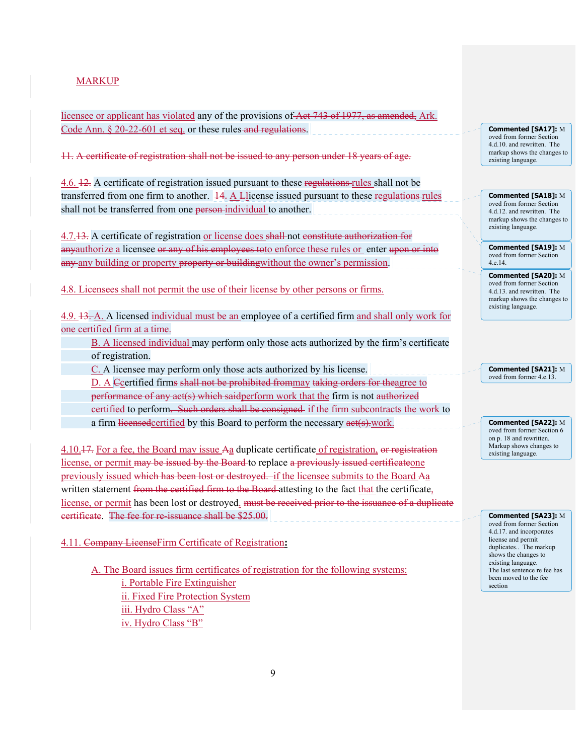MARKUP

licensee or applicant has violated any of the provisions of ~~Act 743 of 1977, as amended,~~ Ark. Code Ann. § 20-22-601 et seq. or these rules ~~and regulations~~.

~~11. A certificate of registration shall not be issued to any person under 18 years of age.~~

4.6. ~~12.~~ A certificate of registration issued pursuant to these ~~regulations~~ rules shall not be transferred from one firm to another. ~~14.~~ A ~~L~~license issued pursuant to these ~~regulations~~ rules shall not be transferred from one ~~person~~ individual to another.

4.7. ~~13.~~ A certificate of registration or license does ~~shall~~ not ~~constitute authorization for any~~ authorize a licensee ~~or any of his employees to~~ to enforce these rules or enter ~~upon or into any~~ any building or property ~~property or building~~ without the owner's permission.

4.8. Licensees shall not permit the use of their license by other persons or firms.

4.9. ~~13.~~ A. A licensed individual must be an employee of a certified firm and shall only work for one certified firm at a time.

B. A licensed individual may perform only those acts authorized by the firm's certificate of registration.

C. A licensee may perform only those acts authorized by his license.

D. A ~~C~~certified firm~~s shall not be prohibited from~~ may ~~taking orders for the~~ agree to ~~performance of any act(s) which said~~ perform work that the firm is not ~~authorized~~ certified to perform. ~~Such orders shall be consigned~~ if the firm subcontracts the work to a firm ~~licensed~~ certified by this Board to perform the necessary ~~act(s).~~ work.

4.10. ~~17.~~ For a fee, the Board may issue ~~A~~a duplicate certificate of registration, ~~or registration~~ license, or permit ~~may be issued by the Board~~ to replace ~~a previously issued certificate~~ one previously issued ~~which has been lost or destroyed.~~ if the licensee submits to the Board ~~A~~a written statement ~~from the certified firm to the Board~~ attesting to the fact that the certificate, license, or permit has been lost or destroyed. ~~must be received prior to the issuance of a duplicate certificate. The fee for re-issuance shall be $25.00.~~

4.11. ~~Company License~~ Firm Certificate of Registration**:**

A. The Board issues firm certificates of registration for the following systems:
- i. Portable Fire Extinguisher
- ii. Fixed Fire Protection System
- iii. Hydro Class "A"
- iv. Hydro Class "B"

---

Commented [SA17]: Moved from former Section 4.d.10. and rewritten. The markup shows the changes to existing language.

Commented [SA18]: Moved from former Section 4.d.12. and rewritten. The markup shows the changes to existing language.

Commented [SA19]: Moved from former Section 4.e.14.

Commented [SA20]: Moved from former Section 4.d.13. and rewritten. The markup shows the changes to existing language.

Commented [SA21]: Moved from former 4.e.13.

Commented [SA22]: Moved from former Section 6 on p. 18 and rewritten. Markup shows changes to existing language.

Commented [SA23]: Moved from former Section 4.d.17. and incorporates license and permit duplicates.. The markup shows the changes to existing language. The last sentence re fee has been moved to the fee section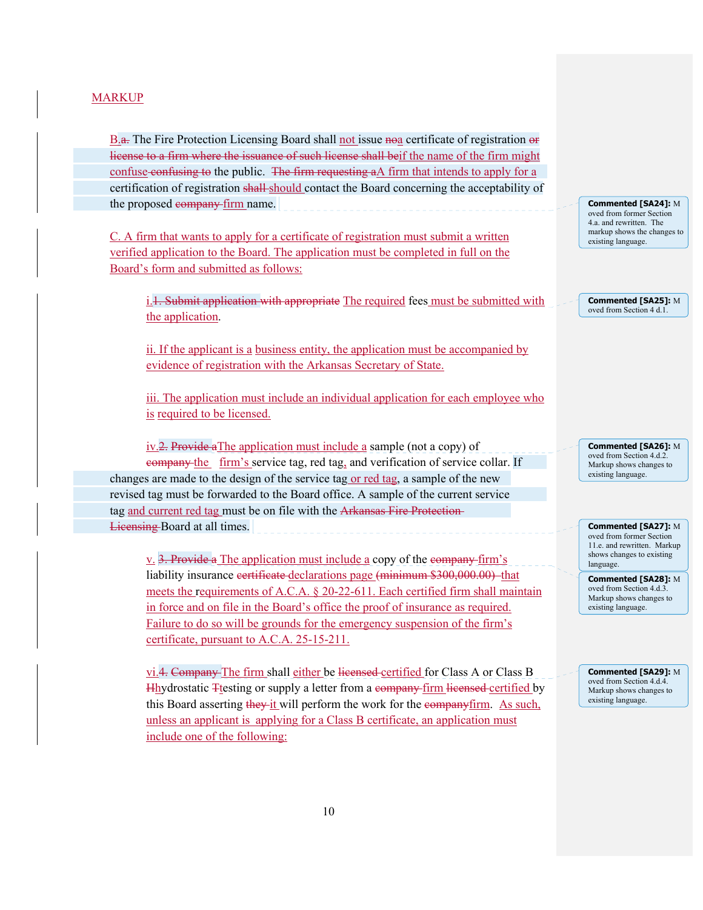MARKUP

B.~~a.~~ The Fire Protection Licensing Board shall not issue ~~no~~a certificate of registration ~~or license to a firm where the issuance of such license shall be~~if the name of the firm might confuse ~~confusing to~~ the public. ~~The firm requesting a~~A firm that intends to apply for a certification of registration ~~shall~~ should contact the Board concerning the acceptability of the proposed ~~company~~ firm name.

> **Commented [SA24]:** Moved from former Section 4.a. and rewritten. The markup shows the changes to existing language.

C. A firm that wants to apply for a certificate of registration must submit a written verified application to the Board. The application must be completed in full on the Board's form and submitted as follows:

i.~~1. Submit application with appropriate~~ The required fees must be submitted with the application.

> **Commented [SA25]:** Moved from Section 4 d.1.

ii. If the applicant is a business entity, the application must be accompanied by evidence of registration with the Arkansas Secretary of State.

iii. The application must include an individual application for each employee who is required to be licensed.

iv.~~2. Provide a~~The application must include a sample (not a copy) of ~~company~~ the firm's service tag, red tag, and verification of service collar. If changes are made to the design of the service tag or red tag, a sample of the new revised tag must be forwarded to the Board office. A sample of the current service tag and current red tag must be on file with the ~~Arkansas Fire Protection Licensing~~ Board at all times.

> **Commented [SA26]:** Moved from Section 4.d.2. Markup shows changes to existing language.

> **Commented [SA27]:** Moved from former Section 11.e. and rewritten. Markup shows changes to existing language.

v. ~~3. Provide a~~ The application must include a copy of the ~~company~~ firm's liability insurance ~~certificate~~ declarations page ~~(minimum $300,000.00)~~ that meets the requirements of A.C.A. § 20-22-611. Each certified firm shall maintain in force and on file in the Board's office the proof of insurance as required. Failure to do so will be grounds for the emergency suspension of the firm's certificate, pursuant to A.C.A. 25-15-211.

> **Commented [SA28]:** Moved from Section 4.d.3. Markup shows changes to existing language.

vi.~~4. Company~~ The firm shall either be ~~licensed~~ certified for Class A or Class B ~~H~~hydrostatic ~~T~~testing or supply a letter from a ~~company~~ firm ~~licensed~~ certified by this Board asserting ~~they~~ it will perform the work for the ~~company~~firm. As such, unless an applicant is applying for a Class B certificate, an application must include one of the following:

> **Commented [SA29]:** Moved from Section 4.d.4. Markup shows changes to existing language.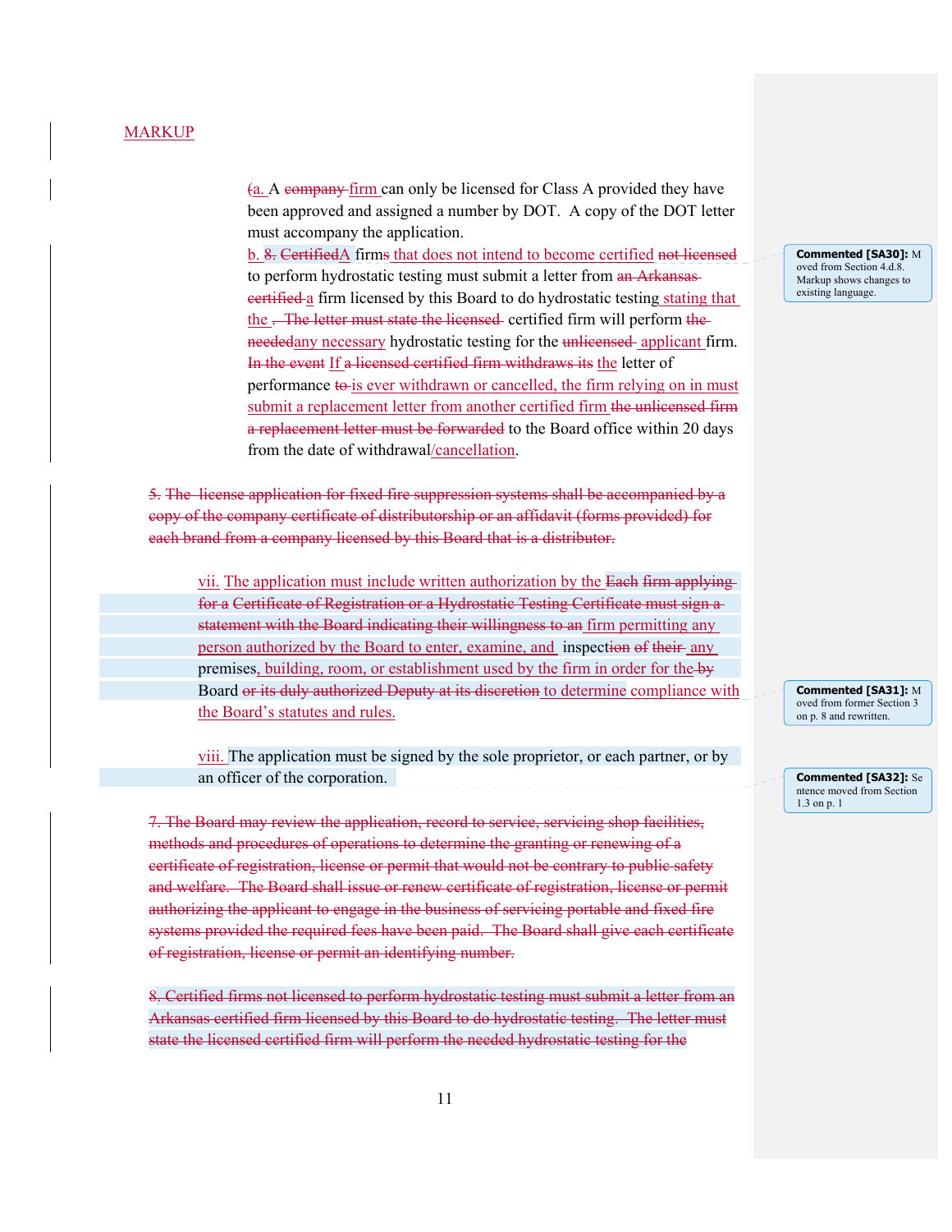MARKUP

(a. A company firm can only be licensed for Class A provided they have been approved and assigned a number by DOT. A copy of the DOT letter must accompany the application.

b. 8. CertifiedA firms that does not intend to become certified not licensed to perform hydrostatic testing must submit a letter from an Arkansas certified a firm licensed by this Board to do hydrostatic testing stating that the . The letter must state the licensed certified firm will perform the neededany necessary hydrostatic testing for the unlicensed applicant firm. In the event If a licensed certified firm withdraws its the letter of performance to is ever withdrawn or cancelled, the firm relying on in must submit a replacement letter from another certified firm the unlicensed firm a replacement letter must be forwarded to the Board office within 20 days from the date of withdrawal/cancellation.

**Commented [SA30]:** Moved from Section 4.d.8. Markup shows changes to existing language.

5. The license application for fixed fire suppression systems shall be accompanied by a copy of the company certificate of distributorship or an affidavit (forms provided) for each brand from a company licensed by this Board that is a distributor.

vii. The application must include written authorization by the Each firm applying for a Certificate of Registration or a Hydrostatic Testing Certificate must sign a statement with the Board indicating their willingness to an firm permitting any person authorized by the Board to enter, examine, and inspection of their any premises, building, room, or establishment used by the firm in order for the by Board or its duly authorized Deputy at its discretion to determine compliance with the Board's statutes and rules.

**Commented [SA31]:** Moved from former Section 3 on p. 8 and rewritten.

viii. The application must be signed by the sole proprietor, or each partner, or by an officer of the corporation.

**Commented [SA32]:** Sentence moved from Section 1.3 on p. 1

7. The Board may review the application, record to service, servicing shop facilities, methods and procedures of operations to determine the granting or renewing of a certificate of registration, license or permit that would not be contrary to public safety and welfare. The Board shall issue or renew certificate of registration, license or permit authorizing the applicant to engage in the business of servicing portable and fixed fire systems provided the required fees have been paid. The Board shall give each certificate of registration, license or permit an identifying number.

8. Certified firms not licensed to perform hydrostatic testing must submit a letter from an Arkansas certified firm licensed by this Board to do hydrostatic testing. The letter must state the licensed certified firm will perform the needed hydrostatic testing for the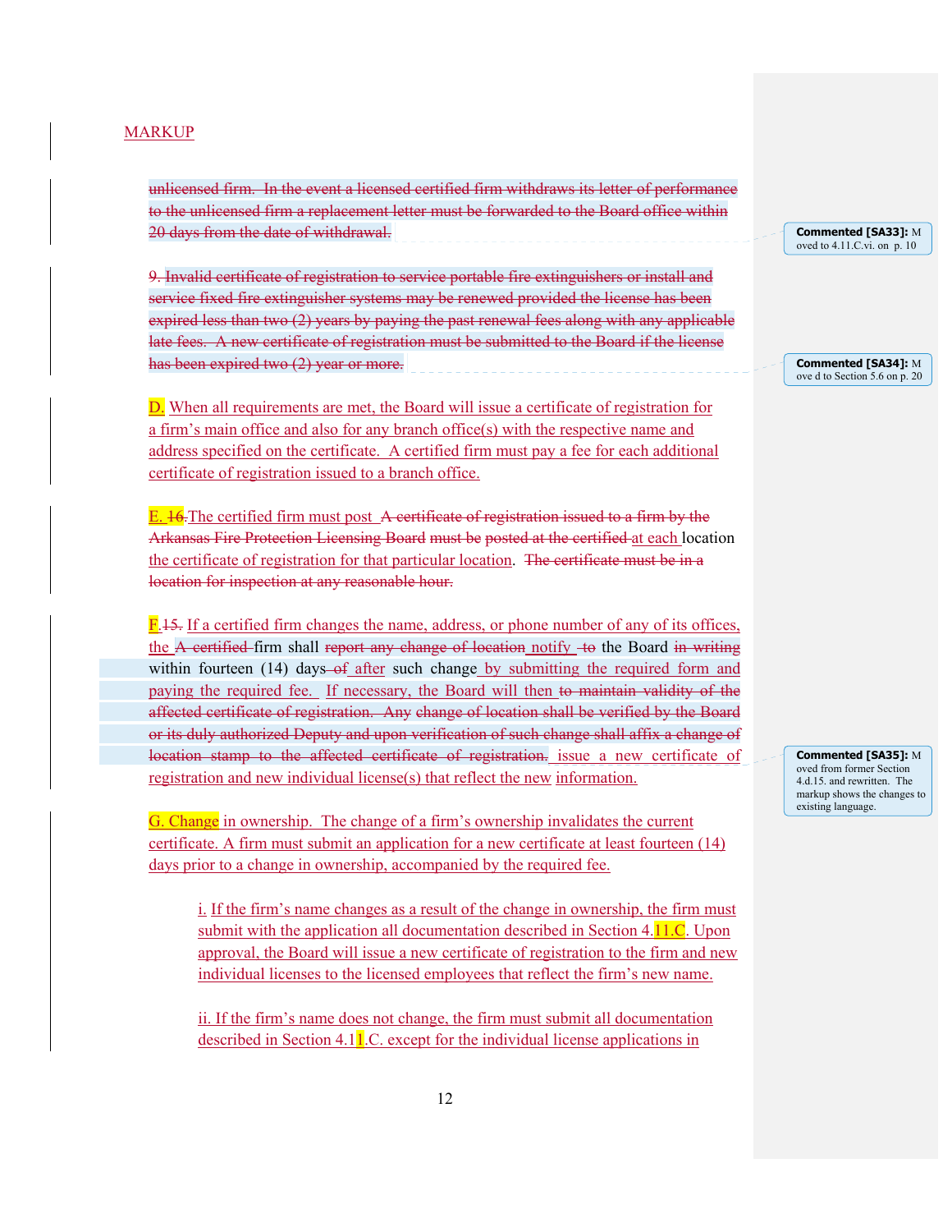MARKUP

~~unlicensed firm. In the event a licensed certified firm withdraws its letter of performance to the unlicensed firm a replacement letter must be forwarded to the Board office within 20 days from the date of withdrawal.~~

~~9. Invalid certificate of registration to service portable fire extinguishers or install and service fixed fire extinguisher systems may be renewed provided the license has been expired less than two (2) years by paying the past renewal fees along with any applicable late fees. A new certificate of registration must be submitted to the Board if the license has been expired two (2) year or more.~~

D. When all requirements are met, the Board will issue a certificate of registration for a firm's main office and also for any branch office(s) with the respective name and address specified on the certificate. A certified firm must pay a fee for each additional certificate of registration issued to a branch office.

E. ~~16.~~The certified firm must post ~~A certificate of registration issued to a firm by the Arkansas Fire Protection Licensing Board~~ must be ~~posted at the certified~~ at each location the certificate of registration for that particular location. ~~The certificate must be in a location for inspection at any reasonable hour.~~

F.~~15.~~ If a certified firm changes the name, address, or phone number of any of its offices, the ~~A certified~~ firm shall ~~report any change of location~~ notify ~~to~~ the Board ~~in writing~~ within fourteen (14) days ~~of~~ after such change by submitting the required form and paying the required fee. If necessary, the Board will then ~~to maintain validity of the affected certificate of registration. Any change of location shall be verified by the Board or its duly authorized Deputy and upon verification of such change shall affix a change of location stamp to the affected certificate of registration.~~ issue a new certificate of registration and new individual license(s) that reflect the new information.

G. Change in ownership. The change of a firm's ownership invalidates the current certificate. A firm must submit an application for a new certificate at least fourteen (14) days prior to a change in ownership, accompanied by the required fee.

i. If the firm's name changes as a result of the change in ownership, the firm must submit with the application all documentation described in Section 4.11.C. Upon approval, the Board will issue a new certificate of registration to the firm and new individual licenses to the licensed employees that reflect the firm's new name.

ii. If the firm's name does not change, the firm must submit all documentation described in Section 4.11.C. except for the individual license applications in

Commented [SA33]: Moved to 4.11.C.vi. on p. 10

Commented [SA34]: Moved to Section 5.6 on p. 20

Commented [SA35]: Moved from former Section 4.d.15. and rewritten. The markup shows the changes to existing language.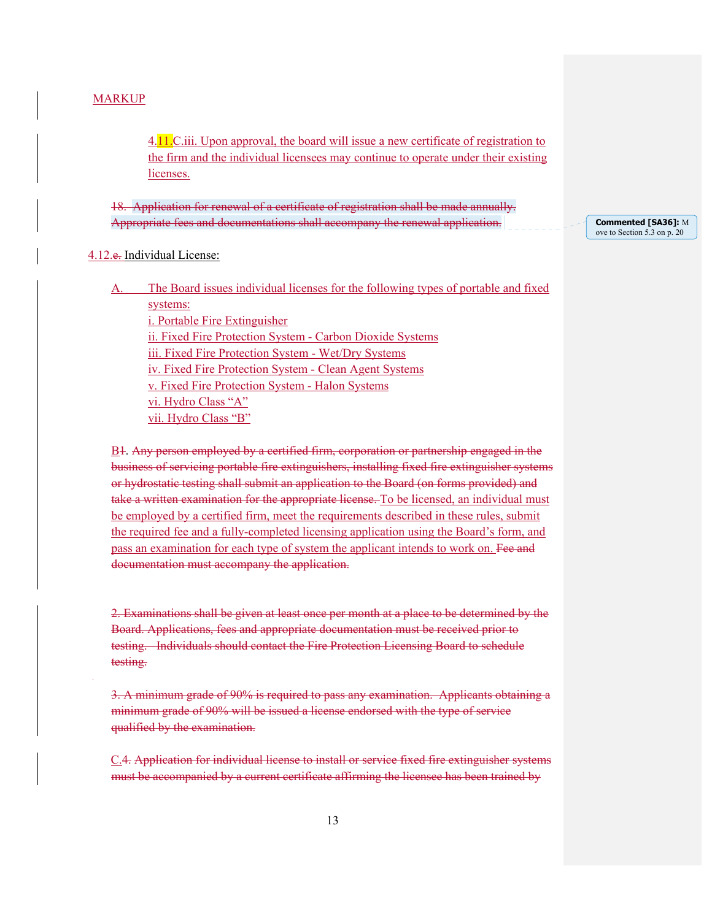MARKUP

4.11.C.iii. Upon approval, the board will issue a new certificate of registration to the firm and the individual licensees may continue to operate under their existing licenses.

~~18. Application for renewal of a certificate of registration shall be made annually. Appropriate fees and documentations shall accompany the renewal application.~~

**Commented [SA36]:** Move to Section 5.3 on p. 20

4.12.~~e.~~ Individual License:

A. The Board issues individual licenses for the following types of portable and fixed systems:
   i. Portable Fire Extinguisher
   ii. Fixed Fire Protection System - Carbon Dioxide Systems
   iii. Fixed Fire Protection System - Wet/Dry Systems
   iv. Fixed Fire Protection System - Clean Agent Systems
   v. Fixed Fire Protection System - Halon Systems
   vi. Hydro Class "A"
   vii. Hydro Class "B"

B~~1~~. ~~Any person employed by a certified firm, corporation or partnership engaged in the business of servicing portable fire extinguishers, installing fixed fire extinguisher systems or hydrostatic testing shall submit an application to the Board (on forms provided) and take a written examination for the appropriate license.~~ To be licensed, an individual must be employed by a certified firm, meet the requirements described in these rules, submit the required fee and a fully-completed licensing application using the Board's form, and pass an examination for each type of system the applicant intends to work on. ~~Fee and documentation must accompany the application.~~

~~2. Examinations shall be given at least once per month at a place to be determined by the Board. Applications, fees and appropriate documentation must be received prior to testing. Individuals should contact the Fire Protection Licensing Board to schedule testing.~~

~~3. A minimum grade of 90% is required to pass any examination. Applicants obtaining a minimum grade of 90% will be issued a license endorsed with the type of service qualified by the examination.~~

C.~~4. Application for individual license to install or service fixed fire extinguisher systems must be accompanied by a current certificate affirming the licensee has been trained by~~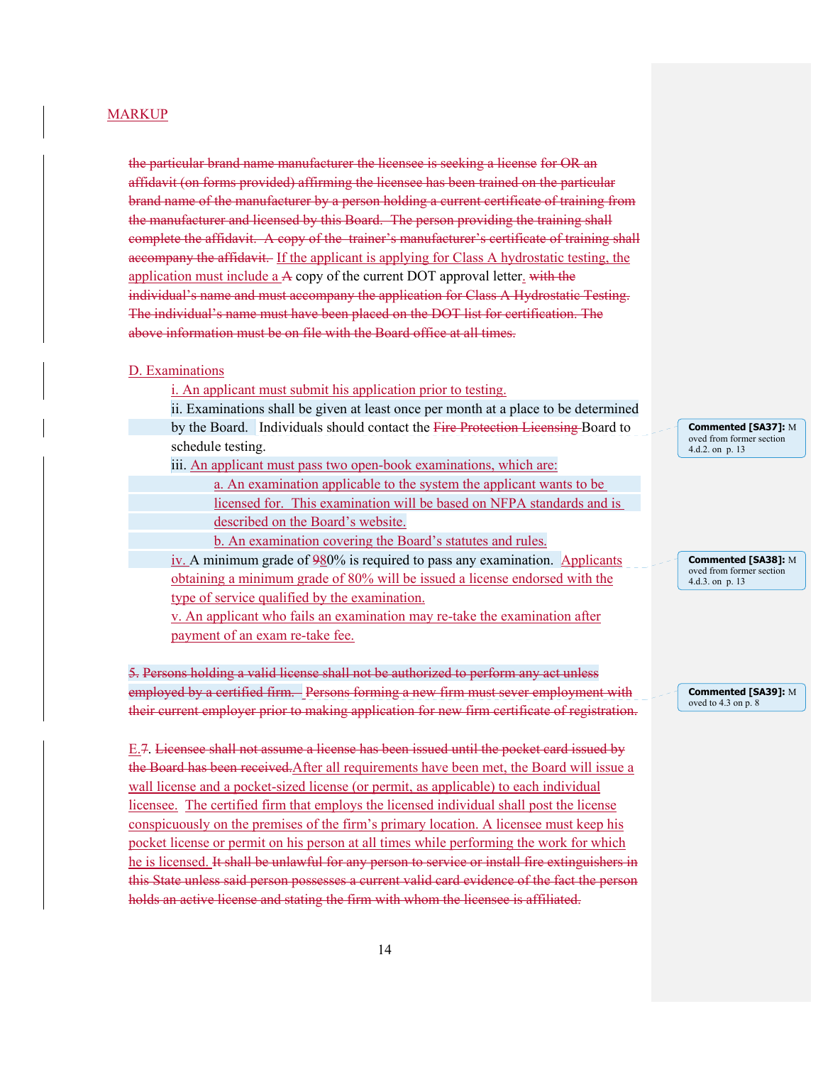MARKUP

~~the particular brand name manufacturer the licensee is seeking a license for OR an affidavit (on forms provided) affirming the licensee has been trained on the particular brand name of the manufacturer by a person holding a current certificate of training from the manufacturer and licensed by this Board. The person providing the training shall complete the affidavit. A copy of the trainer's manufacturer's certificate of training shall accompany the affidavit.~~ If the applicant is applying for Class A hydrostatic testing, the application must include a ~~A~~ copy of the current DOT approval letter. ~~with the individual's name and must accompany the application for Class A Hydrostatic Testing. The individual's name must have been placed on the DOT list for certification. The above information must be on file with the Board office at all times.~~

D. Examinations

i. An applicant must submit his application prior to testing.

ii. Examinations shall be given at least once per month at a place to be determined by the Board. Individuals should contact the ~~Fire Protection Licensing~~ Board to schedule testing.

iii. An applicant must pass two open-book examinations, which are:

a. An examination applicable to the system the applicant wants to be licensed for. This examination will be based on NFPA standards and is described on the Board's website.

b. An examination covering the Board's statutes and rules.

iv. A minimum grade of ~~9~~80% is required to pass any examination. Applicants obtaining a minimum grade of 80% will be issued a license endorsed with the type of service qualified by the examination.

v. An applicant who fails an examination may re-take the examination after payment of an exam re-take fee.

~~5. Persons holding a valid license shall not be authorized to perform any act unless employed by a certified firm. Persons forming a new firm must sever employment with their current employer prior to making application for new firm certificate of registration.~~

E.~~7. Licensee shall not assume a license has been issued until the pocket card issued by the Board has been received.~~After all requirements have been met, the Board will issue a wall license and a pocket-sized license (or permit, as applicable) to each individual licensee. The certified firm that employs the licensed individual shall post the license conspicuously on the premises of the firm's primary location. A licensee must keep his pocket license or permit on his person at all times while performing the work for which he is licensed. ~~It shall be unlawful for any person to service or install fire extinguishers in this State unless said person possesses a current valid card evidence of the fact the person holds an active license and stating the firm with whom the licensee is affiliated.~~

Commented [SA37]: Moved from former section 4.d.2. on p. 13

Commented [SA38]: Moved from former section 4.d.3. on p. 13

Commented [SA39]: Moved to 4.3 on p. 8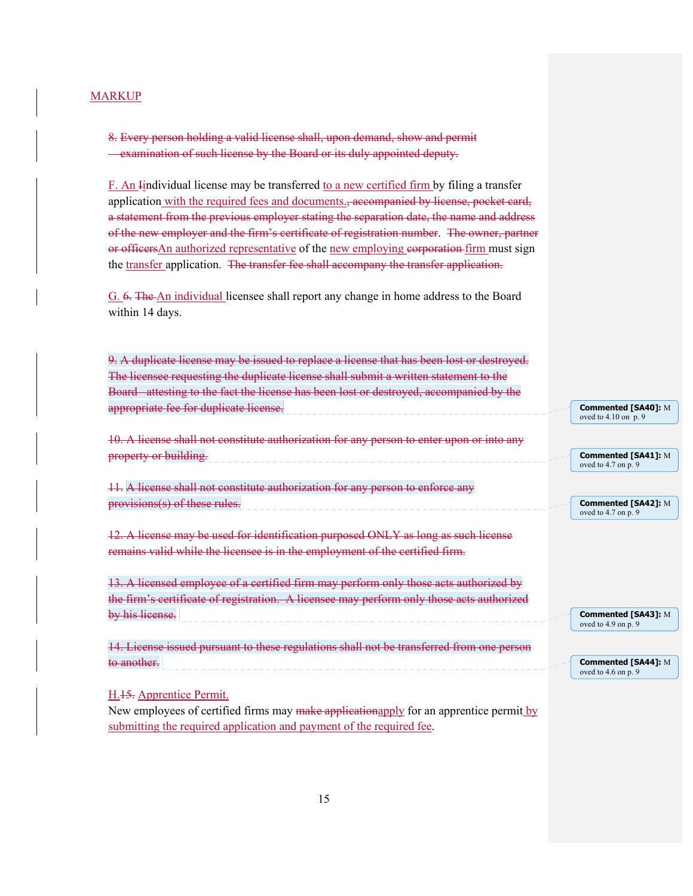MARKUP

~~8. Every person holding a valid license shall, upon demand, show and permit examination of such license by the Board or its duly appointed deputy.~~

F. An ~~I~~individual license may be transferred to a new certified firm by filing a transfer application with the required fees and documents.~~, accompanied by license, pocket card, a statement from the previous employer stating the separation date, the name and address of the new employer and the firm's certificate of registration number~~. ~~The owner, partner or officers~~An authorized representative of the new employing ~~corporation~~ firm must sign the transfer application. ~~The transfer fee shall accompany the transfer application.~~

G. ~~6. The~~ An individual licensee shall report any change in home address to the Board within 14 days.

~~9. A duplicate license may be issued to replace a license that has been lost or destroyed. The licensee requesting the duplicate license shall submit a written statement to the Board attesting to the fact the license has been lost or destroyed, accompanied by the appropriate fee for duplicate license.~~

Commented [SA40]: Moved to 4.10 on p. 9

~~10. A license shall not constitute authorization for any person to enter upon or into any property or building.~~

Commented [SA41]: Moved to 4.7 on p. 9

~~11. A license shall not constitute authorization for any person to enforce any provisions(s) of these rules.~~

Commented [SA42]: Moved to 4.7 on p. 9

~~12. A license may be used for identification purposed ONLY as long as such license remains valid while the licensee is in the employment of the certified firm.~~

~~13. A licensed employee of a certified firm may perform only those acts authorized by the firm's certificate of registration. A licensee may perform only those acts authorized by his license.~~

Commented [SA43]: Moved to 4.9 on p. 9

~~14. License issued pursuant to these regulations shall not be transferred from one person to another.~~

Commented [SA44]: Moved to 4.6 on p. 9

H.~~15.~~ Apprentice Permit.

New employees of certified firms may ~~make application~~apply for an apprentice permit by submitting the required application and payment of the required fee.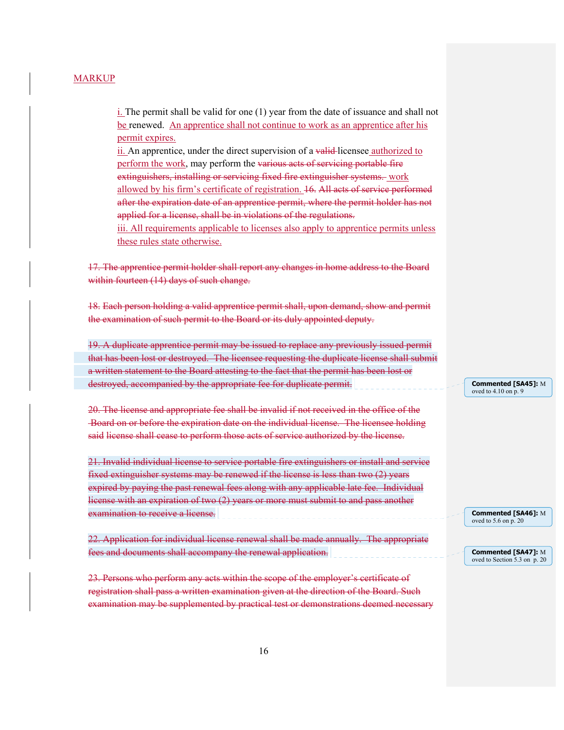MARKUP

i. The permit shall be valid for one (1) year from the date of issuance and shall not be renewed. An apprentice shall not continue to work as an apprentice after his permit expires.

ii. An apprentice, under the direct supervision of a ~~valid~~ licensee authorized to perform the work, may perform the ~~various acts of servicing portable fire extinguishers, installing or servicing fixed fire extinguisher systems.~~ work allowed by his firm's certificate of registration. ~~16. All acts of service performed after the expiration date of an apprentice permit, where the permit holder has not applied for a license, shall be in violations of the regulations.~~

iii. All requirements applicable to licenses also apply to apprentice permits unless these rules state otherwise.

~~17. The apprentice permit holder shall report any changes in home address to the Board within fourteen (14) days of such change.~~

~~18. Each person holding a valid apprentice permit shall, upon demand, show and permit the examination of such permit to the Board or its duly appointed deputy.~~

~~19. A duplicate apprentice permit may be issued to replace any previously issued permit that has been lost or destroyed. The licensee requesting the duplicate license shall submit a written statement to the Board attesting to the fact that the permit has been lost or destroyed, accompanied by the appropriate fee for duplicate permit.~~

**Commented [SA45]:** Moved to 4.10 on p. 9

~~20. The license and appropriate fee shall be invalid if not received in the office of the Board on or before the expiration date on the individual license. The licensee holding said license shall cease to perform those acts of service authorized by the license.~~

~~21. Invalid individual license to service portable fire extinguishers or install and service fixed extinguisher systems may be renewed if the license is less than two (2) years expired by paying the past renewal fees along with any applicable late fee. Individual license with an expiration of two (2) years or more must submit to and pass another examination to receive a license.~~

**Commented [SA46]:** Moved to 5.6 on p. 20

~~22. Application for individual license renewal shall be made annually. The appropriate fees and documents shall accompany the renewal application.~~

**Commented [SA47]:** Moved to Section 5.3 on p. 20

~~23. Persons who perform any acts within the scope of the employer's certificate of registration shall pass a written examination given at the direction of the Board. Such examination may be supplemented by practical test or demonstrations deemed necessary~~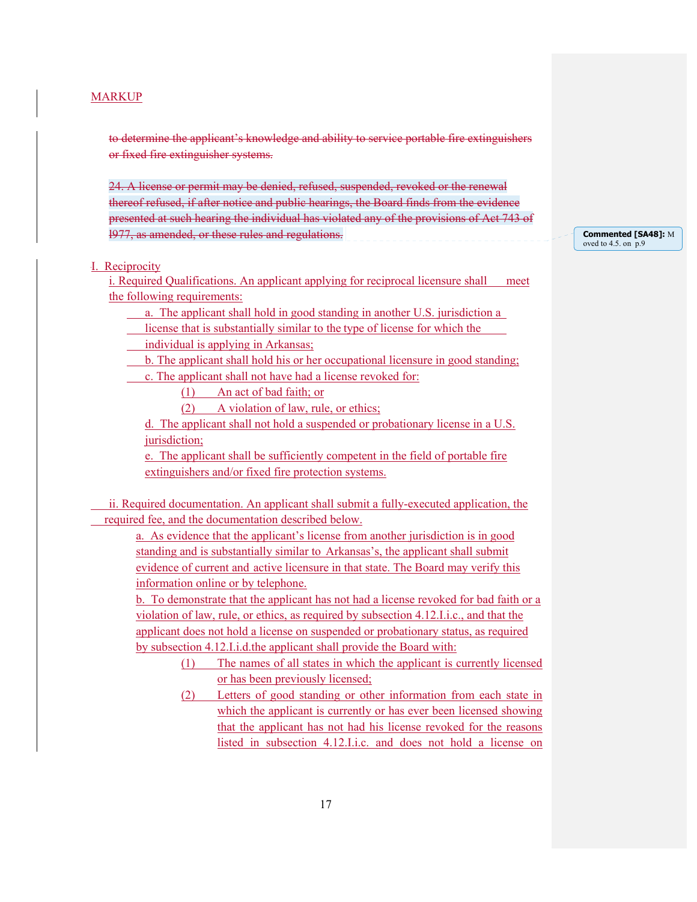MARKUP

~~to determine the applicant's knowledge and ability to service portable fire extinguishers or fixed fire extinguisher systems.~~

~~24. A license or permit may be denied, refused, suspended, revoked or the renewal thereof refused, if after notice and public hearings, the Board finds from the evidence presented at such hearing the individual has violated any of the provisions of Act 743 of 1977, as amended, or these rules and regulations.~~

**Commented [SA48]:** Moved to 4.5. on p.9

I. Reciprocity

i. Required Qualifications. An applicant applying for reciprocal licensure shall meet the following requirements:

a. The applicant shall hold in good standing in another U.S. jurisdiction a license that is substantially similar to the type of license for which the individual is applying in Arkansas;

b. The applicant shall hold his or her occupational licensure in good standing;

c. The applicant shall not have had a license revoked for:

(1) An act of bad faith; or

(2) A violation of law, rule, or ethics;

d. The applicant shall not hold a suspended or probationary license in a U.S. jurisdiction;

e. The applicant shall be sufficiently competent in the field of portable fire extinguishers and/or fixed fire protection systems.

ii. Required documentation. An applicant shall submit a fully-executed application, the required fee, and the documentation described below.

a. As evidence that the applicant's license from another jurisdiction is in good standing and is substantially similar to Arkansas's, the applicant shall submit evidence of current and active licensure in that state. The Board may verify this information online or by telephone.

b. To demonstrate that the applicant has not had a license revoked for bad faith or a violation of law, rule, or ethics, as required by subsection 4.12.I.i.c., and that the applicant does not hold a license on suspended or probationary status, as required by subsection 4.12.I.i.d.the applicant shall provide the Board with:

(1) The names of all states in which the applicant is currently licensed or has been previously licensed;

(2) Letters of good standing or other information from each state in which the applicant is currently or has ever been licensed showing that the applicant has not had his license revoked for the reasons listed in subsection 4.12.I.i.c. and does not hold a license on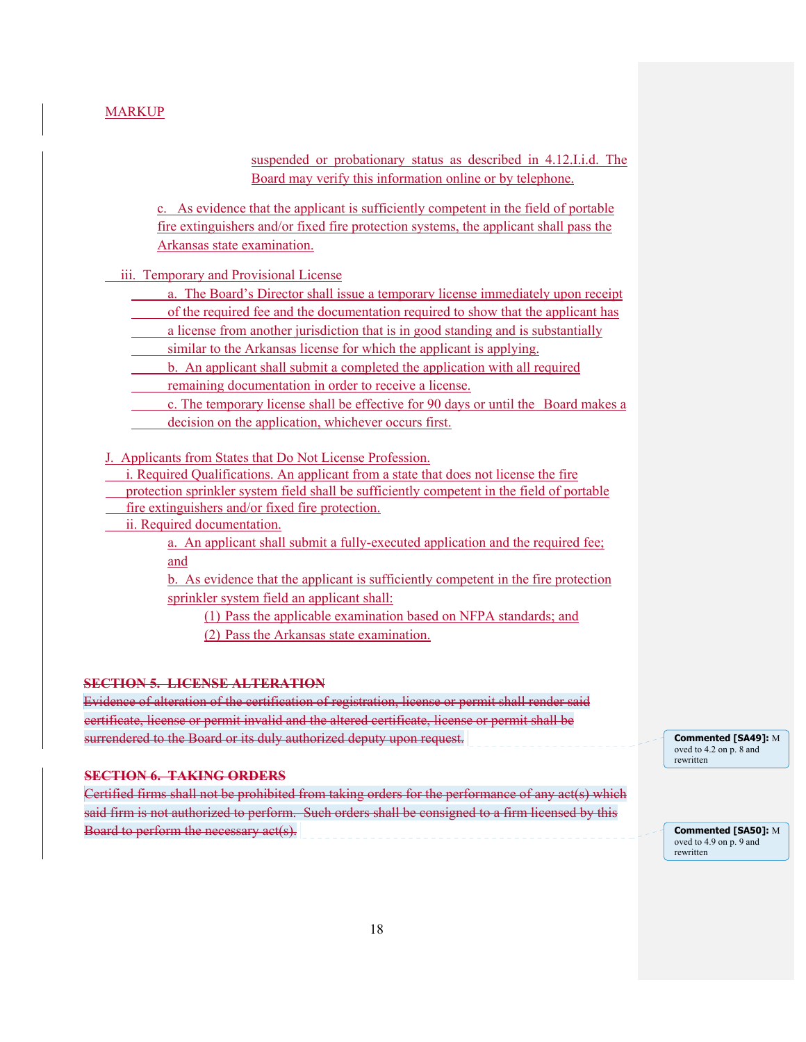MARKUP

suspended or probationary status as described in 4.12.I.i.d. The Board may verify this information online or by telephone.

c. As evidence that the applicant is sufficiently competent in the field of portable fire extinguishers and/or fixed fire protection systems, the applicant shall pass the Arkansas state examination.

iii. Temporary and Provisional License

a. The Board's Director shall issue a temporary license immediately upon receipt of the required fee and the documentation required to show that the applicant has a license from another jurisdiction that is in good standing and is substantially similar to the Arkansas license for which the applicant is applying.

b. An applicant shall submit a completed the application with all required remaining documentation in order to receive a license.

c. The temporary license shall be effective for 90 days or until the Board makes a decision on the application, whichever occurs first.

J. Applicants from States that Do Not License Profession.

i. Required Qualifications. An applicant from a state that does not license the fire protection sprinkler system field shall be sufficiently competent in the field of portable fire extinguishers and/or fixed fire protection.

ii. Required documentation.

a. An applicant shall submit a fully-executed application and the required fee; and

b. As evidence that the applicant is sufficiently competent in the fire protection sprinkler system field an applicant shall:

(1) Pass the applicable examination based on NFPA standards; and

(2) Pass the Arkansas state examination.

~~**SECTION 5. LICENSE ALTERATION**~~

~~Evidence of alteration of the certification of registration, license or permit shall render said certificate, license or permit invalid and the altered certificate, license or permit shall be surrendered to the Board or its duly authorized deputy upon request.~~

**Commented [SA49]:** Moved to 4.2 on p. 8 and rewritten

~~**SECTION 6. TAKING ORDERS**~~

~~Certified firms shall not be prohibited from taking orders for the performance of any act(s) which said firm is not authorized to perform. Such orders shall be consigned to a firm licensed by this Board to perform the necessary act(s).~~

**Commented [SA50]:** Moved to 4.9 on p. 9 and rewritten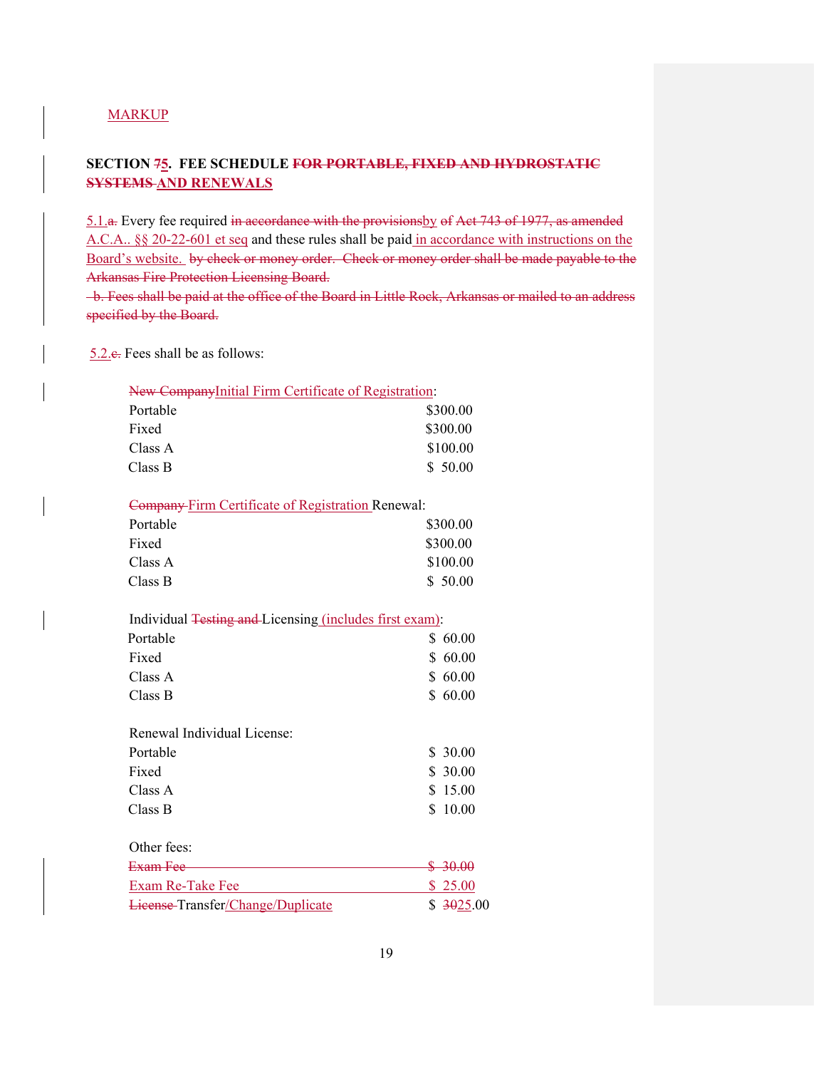MARKUP

**SECTION 75. FEE SCHEDULE ~~FOR PORTABLE, FIXED AND HYDROSTATIC SYSTEMS~~ AND RENEWALS**

5.1.~~a.~~ Every fee required ~~in accordance with the provisions~~by ~~of Act 743 of 1977, as amended~~ A.C.A.. §§ 20-22-601 et seq and these rules shall be paid in accordance with instructions on the Board's website. ~~by check or money order. Check or money order shall be made payable to the Arkansas Fire Protection Licensing Board.~~

~~b. Fees shall be paid at the office of the Board in Little Rock, Arkansas or mailed to an address specified by the Board.~~

5.2.~~c.~~ Fees shall be as follows:

~~New Company~~Initial Firm Certificate of Registration:

| | |
|---|---|
| Portable | $300.00 |
| Fixed | $300.00 |
| Class A | $100.00 |
| Class B | $ 50.00 |

~~Company~~ Firm Certificate of Registration Renewal:

| | |
|---|---|
| Portable | $300.00 |
| Fixed | $300.00 |
| Class A | $100.00 |
| Class B | $ 50.00 |

Individual ~~Testing and~~ Licensing (includes first exam):

| | |
|---|---|
| Portable | $ 60.00 |
| Fixed | $ 60.00 |
| Class A | $ 60.00 |
| Class B | $ 60.00 |

Renewal Individual License:

| | |
|---|---|
| Portable | $ 30.00 |
| Fixed | $ 30.00 |
| Class A | $ 15.00 |
| Class B | $ 10.00 |

Other fees:

| | |
|---|---|
| ~~Exam Fee~~ | ~~$ 30.00~~ |
| Exam Re-Take Fee | $ 25.00 |
| ~~License~~ Transfer/Change/Duplicate | $ ~~30~~25.00 |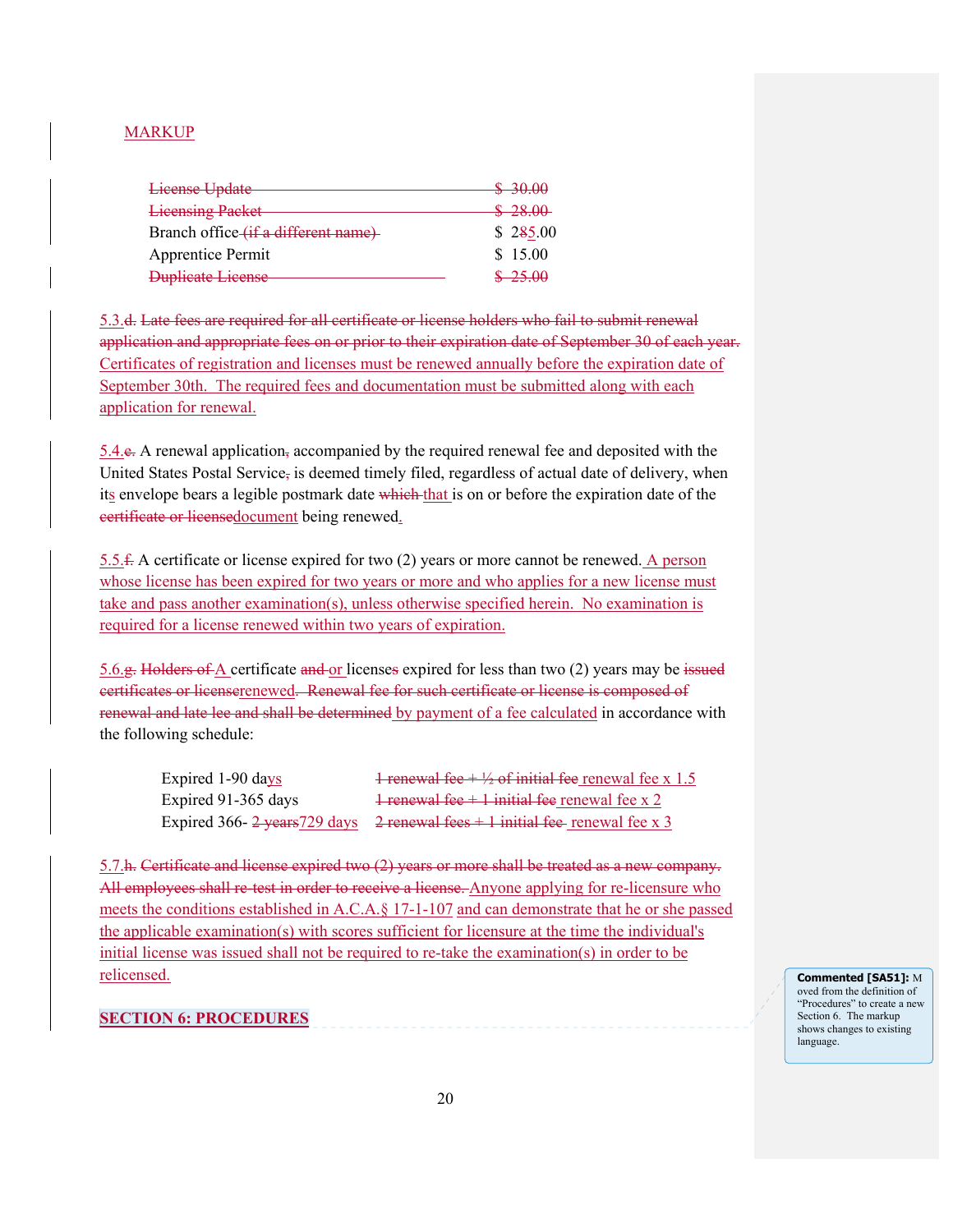MARKUP

| | |
|---|---|
| ~~License Update~~ | ~~$ 30.00~~ |
| ~~Licensing Packet~~ | ~~$ 28.00~~ |
| Branch office ~~(if a different name)~~ | $ 2~~8~~5.00 |
| Apprentice Permit | $ 15.00 |
| ~~Duplicate License~~ | ~~$ 25.00~~ |

5.3.~~d.~~ ~~Late fees are required for all certificate or license holders who fail to submit renewal application and appropriate fees on or prior to their expiration date of September 30 of each year.~~ Certificates of registration and licenses must be renewed annually before the expiration date of September 30th. The required fees and documentation must be submitted along with each application for renewal.

5.4.~~e.~~ A renewal application~~,~~ accompanied by the required renewal fee and deposited with the United States Postal Service~~,~~ is deemed timely filed, regardless of actual date of delivery, when its envelope bears a legible postmark date ~~which~~ that is on or before the expiration date of the ~~certificate or license~~document being renewed.

5.5.~~f.~~ A certificate or license expired for two (2) years or more cannot be renewed. A person whose license has been expired for two years or more and who applies for a new license must take and pass another examination(s), unless otherwise specified herein. No examination is required for a license renewed within two years of expiration.

5.6.~~g.~~ ~~Holders of~~ A certificate ~~and~~ or license~~s~~ expired for less than two (2) years may be ~~issued certificates or license~~renewed. ~~Renewal fee for such certificate or license is composed of renewal and late lee and shall be determined~~ by payment of a fee calculated in accordance with the following schedule:

| | |
|---|---|
| Expired 1-90 days | ~~1 renewal fee + ½ of initial fee~~ renewal fee x 1.5 |
| Expired 91-365 days | ~~1 renewal fee + 1 initial fee~~ renewal fee x 2 |
| Expired 366- ~~2 years~~729 days | ~~2 renewal fees + 1 initial fee~~ renewal fee x 3 |

5.7.~~h.~~ ~~Certificate and license expired two (2) years or more shall be treated as a new company. All employees shall re-test in order to receive a license.~~ Anyone applying for re-licensure who meets the conditions established in A.C.A.§ 17-1-107 and can demonstrate that he or she passed the applicable examination(s) with scores sufficient for licensure at the time the individual's initial license was issued shall not be required to re-take the examination(s) in order to be relicensed.

**SECTION 6: PROCEDURES**

Commented [SA51]: Moved from the definition of "Procedures" to create a new Section 6. The markup shows changes to existing language.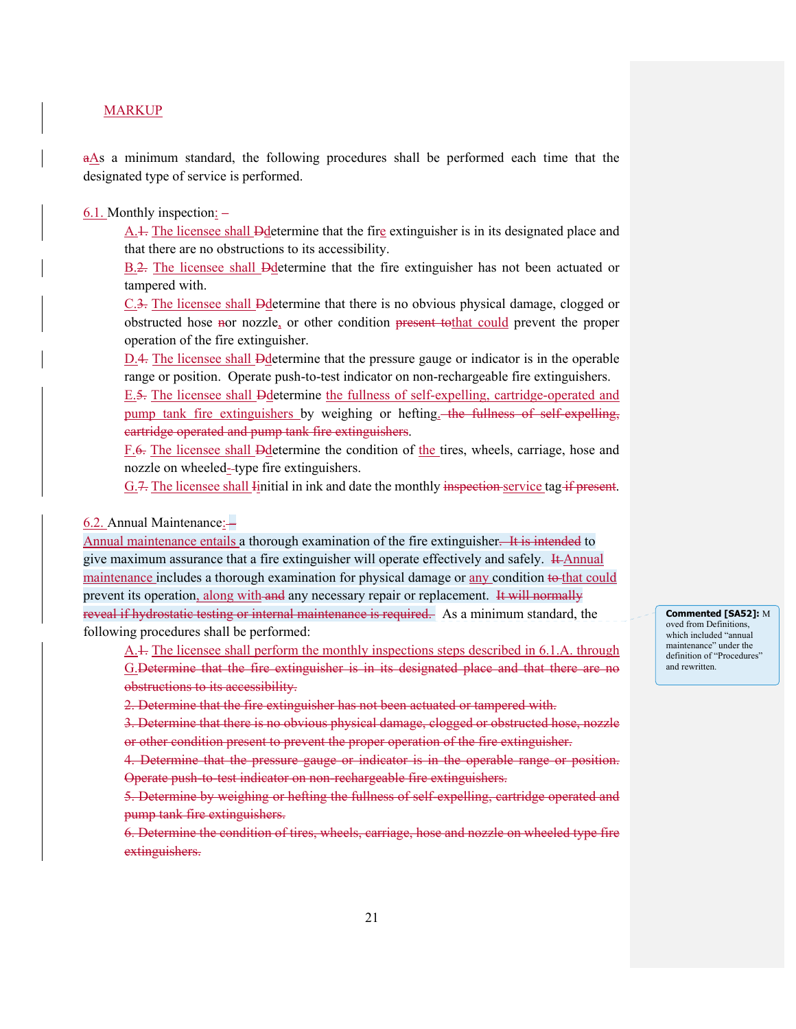MARKUP

~~a~~As a minimum standard, the following procedures shall be performed each time that the designated type of service is performed.

6.1. Monthly inspection: –

A.~~1.~~ The licensee shall ~~D~~determine that the fire extinguisher is in its designated place and that there are no obstructions to its accessibility.

B.~~2.~~ The licensee shall ~~D~~determine that the fire extinguisher has not been actuated or tampered with.

C.~~3.~~ The licensee shall ~~D~~determine that there is no obvious physical damage, clogged or obstructed hose ~~n~~or nozzle, or other condition ~~present to~~that could prevent the proper operation of the fire extinguisher.

D.~~4.~~ The licensee shall ~~D~~determine that the pressure gauge or indicator is in the operable range or position. Operate push-to-test indicator on non-rechargeable fire extinguishers.

E.~~5.~~ The licensee shall ~~D~~determine the fullness of self-expelling, cartridge-operated and pump tank fire extinguishers by weighing or hefting~~. the fullness of self-expelling, cartridge operated and pump tank fire extinguishers~~.

F.~~6.~~ The licensee shall ~~D~~determine the condition of the tires, wheels, carriage, hose and nozzle on wheeled~~-~~type fire extinguishers.

G.~~7.~~ The licensee shall ~~I~~initial in ink and date the monthly ~~inspection~~ service tag~~ if present~~.

6.2. Annual Maintenance: ~~–~~

Annual maintenance entails a thorough examination of the fire extinguisher~~. It is intended~~ to give maximum assurance that a fire extinguisher will operate effectively and safely. ~~It~~ Annual maintenance includes a thorough examination for physical damage or any condition ~~to~~ that could prevent its operation, along with ~~and~~ any necessary repair or replacement. ~~It will normally reveal if hydrostatic testing or internal maintenance is required.~~ As a minimum standard, the following procedures shall be performed:

A.~~1.~~ The licensee shall perform the monthly inspections steps described in 6.1.A. through G.~~Determine that the fire extinguisher is in its designated place and that there are no obstructions to its accessibility.~~

~~2. Determine that the fire extinguisher has not been actuated or tampered with.~~

~~3. Determine that there is no obvious physical damage, clogged or obstructed hose, nozzle or other condition present to prevent the proper operation of the fire extinguisher.~~

~~4. Determine that the pressure gauge or indicator is in the operable range or position. Operate push-to-test indicator on non-rechargeable fire extinguishers.~~

~~5. Determine by weighing or hefting the fullness of self-expelling, cartridge operated and pump tank fire extinguishers.~~

~~6. Determine the condition of tires, wheels, carriage, hose and nozzle on wheeled type fire extinguishers.~~

**Commented [SA52]:** Moved from Definitions, which included "annual maintenance" under the definition of "Procedures" and rewritten.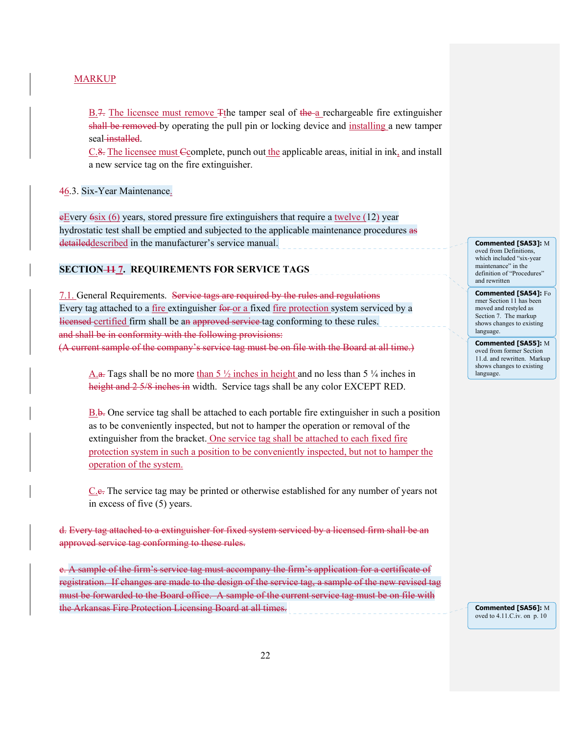MARKUP

B.7. The licensee must remove Tthe tamper seal of the a rechargeable fire extinguisher shall be removed by operating the pull pin or locking device and installing a new tamper seal installed.

C.8. The licensee must Ccomplete, punch out the applicable areas, initial in ink, and install a new service tag on the fire extinguisher.

46.3. Six-Year Maintenance.

eEvery 6six (6) years, stored pressure fire extinguishers that require a twelve (12) year hydrostatic test shall be emptied and subjected to the applicable maintenance procedures as detaileddescribed in the manufacturer's service manual.

**SECTION 11 7. REQUIREMENTS FOR SERVICE TAGS**

7.1. General Requirements. Service tags are required by the rules and regulations Every tag attached to a fire extinguisher for or a fixed fire protection system serviced by a licensed certified firm shall be an approved service tag conforming to these rules. and shall be in conformity with the following provisions:
(A current sample of the company's service tag must be on file with the Board at all time.)

A.a. Tags shall be no more than 5 ½ inches in height and no less than 5 ¼ inches in height and 2 5/8 inches in width. Service tags shall be any color EXCEPT RED.

B.b. One service tag shall be attached to each portable fire extinguisher in such a position as to be conveniently inspected, but not to hamper the operation or removal of the extinguisher from the bracket. One service tag shall be attached to each fixed fire protection system in such a position to be conveniently inspected, but not to hamper the operation of the system.

C.c. The service tag may be printed or otherwise established for any number of years not in excess of five (5) years.

d. Every tag attached to a extinguisher for fixed system serviced by a licensed firm shall be an approved service tag conforming to these rules.

e. A sample of the firm's service tag must accompany the firm's application for a certificate of registration. If changes are made to the design of the service tag, a sample of the new revised tag must be forwarded to the Board office. A sample of the current service tag must be on file with the Arkansas Fire Protection Licensing Board at all times.

**Commented [SA53]:** Moved from Definitions, which included "six-year maintenance" in the definition of "Procedures" and rewritten

**Commented [SA54]:** Former Section 11 has been moved and restyled as Section 7. The markup shows changes to existing language.

**Commented [SA55]:** Moved from former Section 11.d. and rewritten. Markup shows changes to existing language.

**Commented [SA56]:** Moved to 4.11.C.iv. on p. 10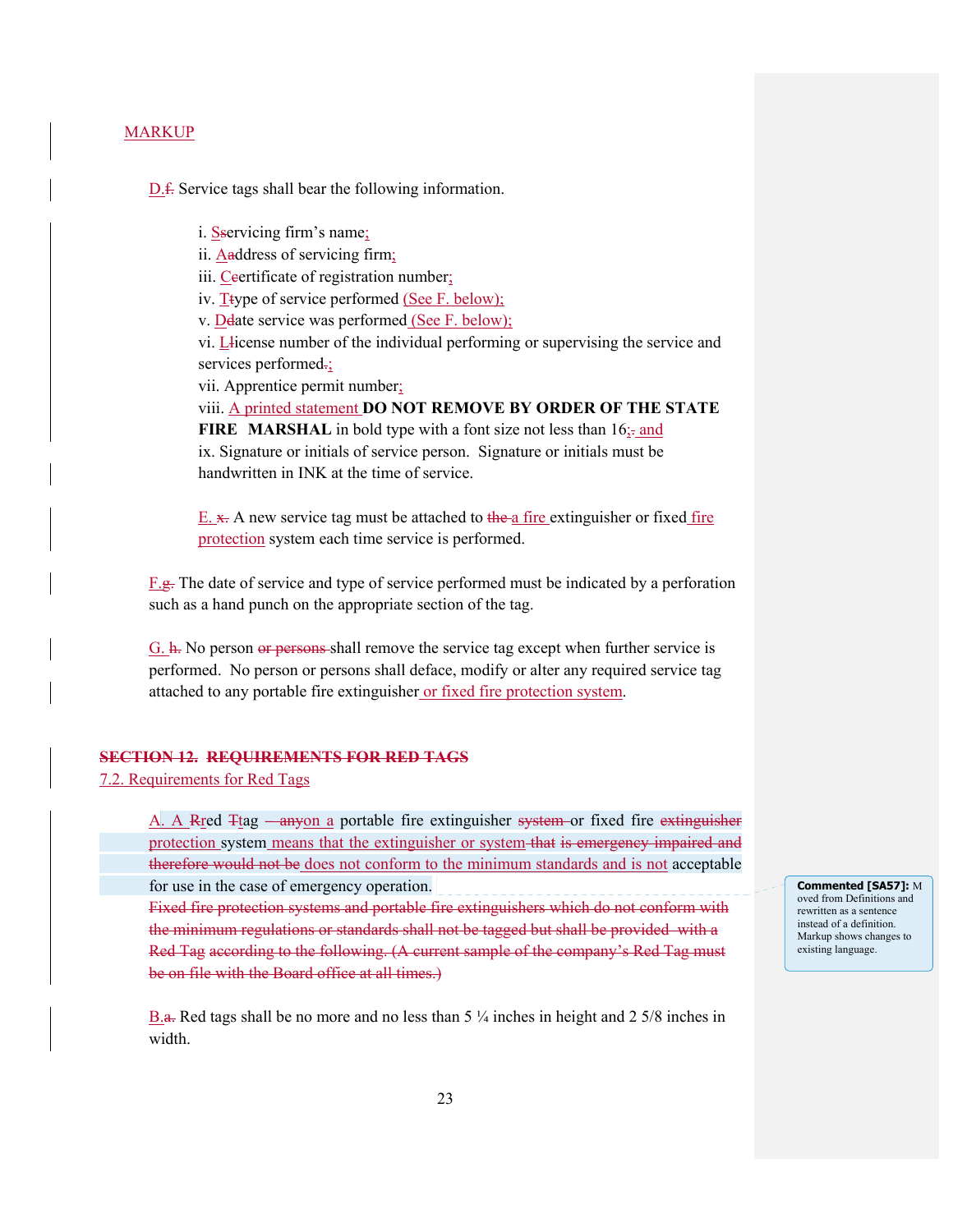MARKUP

D.f. Service tags shall bear the following information.

i. Sservicing firm's name;
ii. Aaddress of servicing firm;
iii. Ccertificate of registration number;
iv. Ttype of service performed (See F. below);
v. Ddate service was performed (See F. below);
vi. Llicense number of the individual performing or supervising the service and services performed.;
vii. Apprentice permit number;
viii. A printed statement **DO NOT REMOVE BY ORDER OF THE STATE FIRE MARSHAL** in bold type with a font size not less than 16;, and
ix. Signature or initials of service person. Signature or initials must be handwritten in INK at the time of service.

E. x. A new service tag must be attached to the a fire extinguisher or fixed fire protection system each time service is performed.

F.g. The date of service and type of service performed must be indicated by a perforation such as a hand punch on the appropriate section of the tag.

G. h. No person or persons shall remove the service tag except when further service is performed. No person or persons shall deface, modify or alter any required service tag attached to any portable fire extinguisher or fixed fire protection system.

~~SECTION 12. REQUIREMENTS FOR RED TAGS~~

7.2. Requirements for Red Tags

A. A Rred Ttag —anyon a portable fire extinguisher system or fixed fire extinguisher protection system means that the extinguisher or system that is emergency impaired and therefore would not be does not conform to the minimum standards and is not acceptable for use in the case of emergency operation.

~~Fixed fire protection systems and portable fire extinguishers which do not conform with the minimum regulations or standards shall not be tagged but shall be provided with a Red Tag according to the following. (A current sample of the company's Red Tag must be on file with the Board office at all times.)~~

B.a. Red tags shall be no more and no less than 5 ¼ inches in height and 2 5/8 inches in width.

Commented [SA57]: Moved from Definitions and rewritten as a sentence instead of a definition. Markup shows changes to existing language.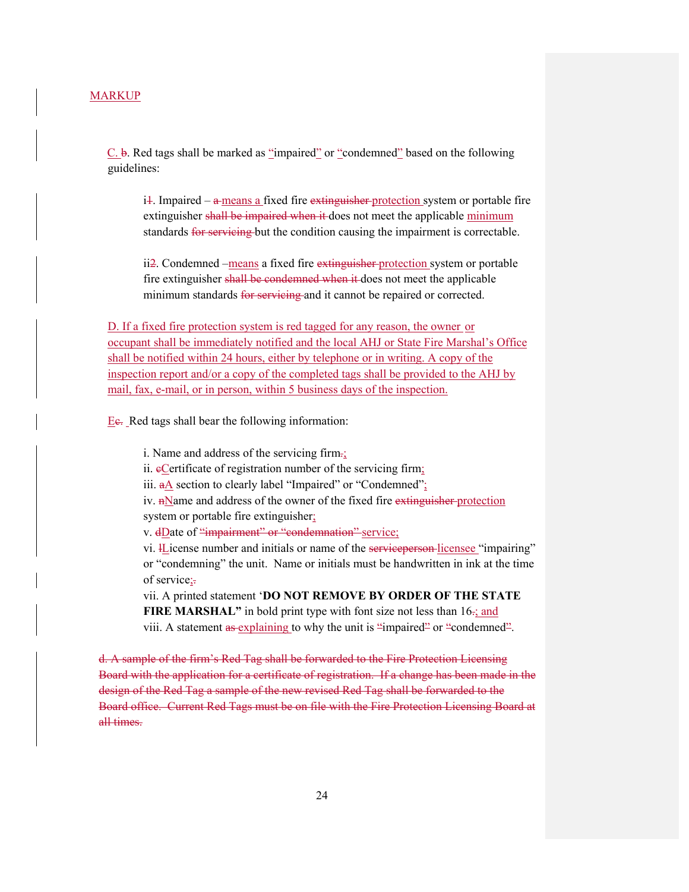MARKUP

C. ~~b~~. Red tags shall be marked as "impaired" or "condemned" based on the following guidelines:

i~~1~~. Impaired – ~~a~~ means a fixed fire ~~extinguisher~~ protection system or portable fire extinguisher ~~shall be impaired when it~~ does not meet the applicable minimum standards ~~for servicing~~ but the condition causing the impairment is correctable.

ii~~2~~. Condemned –means a fixed fire ~~extinguisher~~ protection system or portable fire extinguisher ~~shall be condemned when it~~ does not meet the applicable minimum standards ~~for servicing~~ and it cannot be repaired or corrected.

D. If a fixed fire protection system is red tagged for any reason, the owner or occupant shall be immediately notified and the local AHJ or State Fire Marshal's Office shall be notified within 24 hours, either by telephone or in writing. A copy of the inspection report and/or a copy of the completed tags shall be provided to the AHJ by mail, fax, e-mail, or in person, within 5 business days of the inspection.

E~~c.~~ Red tags shall bear the following information:

i. Name and address of the servicing firm~~.~~;
ii. ~~c~~Certificate of registration number of the servicing firm;
iii. ~~a~~A section to clearly label "Impaired" or "Condemned";
iv. ~~n~~Name and address of the owner of the fixed fire ~~extinguisher~~ protection system or portable fire extinguisher;
v. ~~d~~Date of ~~"impairment" or "condemnation"~~ service;
vi. ~~l~~License number and initials or name of the ~~serviceperson~~ licensee "impairing" or "condemning" the unit. Name or initials must be handwritten in ink at the time of service;~~.~~
vii. A printed statement '**DO NOT REMOVE BY ORDER OF THE STATE FIRE MARSHAL"** in bold print type with font size not less than 16~~.~~; and
viii. A statement ~~as~~ explaining to why the unit is "impaired" or "condemned".

~~d. A sample of the firm's Red Tag shall be forwarded to the Fire Protection Licensing Board with the application for a certificate of registration. If a change has been made in the design of the Red Tag a sample of the new revised Red Tag shall be forwarded to the Board office. Current Red Tags must be on file with the Fire Protection Licensing Board at all times.~~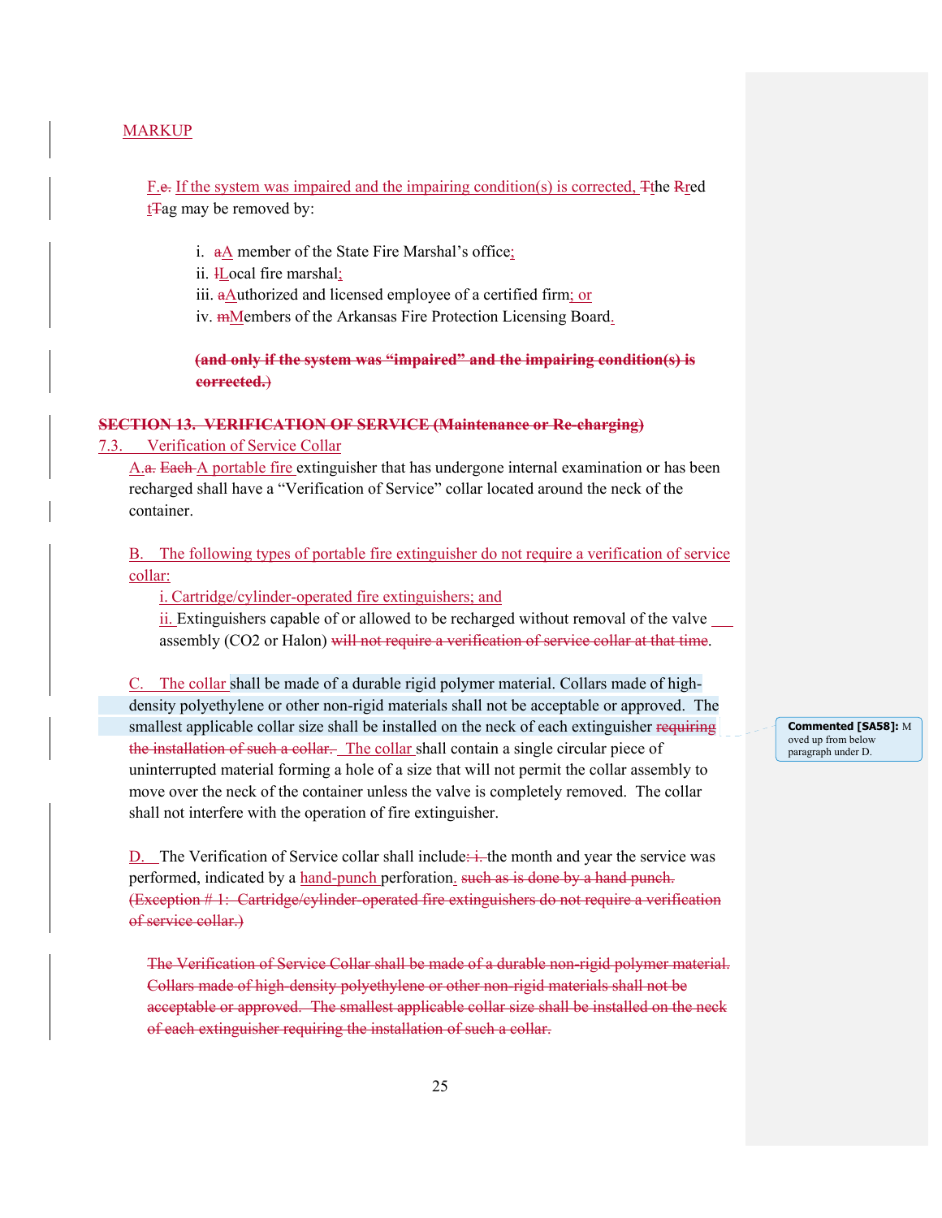MARKUP

F.e. If the system was impaired and the impairing condition(s) is corrected, Tthe Rred tTag may be removed by:

- i. aA member of the State Fire Marshal's office;
- ii. lLocal fire marshal;
- iii. aAuthorized and licensed employee of a certified firm; or
- iv. mMembers of the Arkansas Fire Protection Licensing Board.

~~**(and only if the system was "impaired" and the impairing condition(s) is corrected.**~~)

~~**SECTION 13. VERIFICATION OF SERVICE (Maintenance or Re-charging)**~~

7.3. Verification of Service Collar

A.a. ~~Each~~ A portable fire extinguisher that has undergone internal examination or has been recharged shall have a "Verification of Service" collar located around the neck of the container.

B. The following types of portable fire extinguisher do not require a verification of service collar:

- i. Cartridge/cylinder-operated fire extinguishers; and
- ii. Extinguishers capable of or allowed to be recharged without removal of the valve ___ assembly ($CO_2$ or Halon) ~~will not require a verification of service collar at that time~~.

C. The collar shall be made of a durable rigid polymer material. Collars made of high-density polyethylene or other non-rigid materials shall not be acceptable or approved. The smallest applicable collar size shall be installed on the neck of each extinguisher ~~requiring the installation of such a collar.~~ The collar shall contain a single circular piece of uninterrupted material forming a hole of a size that will not permit the collar assembly to move over the neck of the container unless the valve is completely removed. The collar shall not interfere with the operation of fire extinguisher.

Commented [SA58]: Moved up from below paragraph under D.

D. The Verification of Service collar shall include~~: i.~~ the month and year the service was performed, indicated by a hand-punch perforation. ~~such as is done by a hand punch. (Exception # 1: Cartridge/cylinder-operated fire extinguishers do not require a verification of service collar.)~~

~~The Verification of Service Collar shall be made of a durable non-rigid polymer material. Collars made of high-density polyethylene or other non-rigid materials shall not be acceptable or approved. The smallest applicable collar size shall be installed on the neck of each extinguisher requiring the installation of such a collar.~~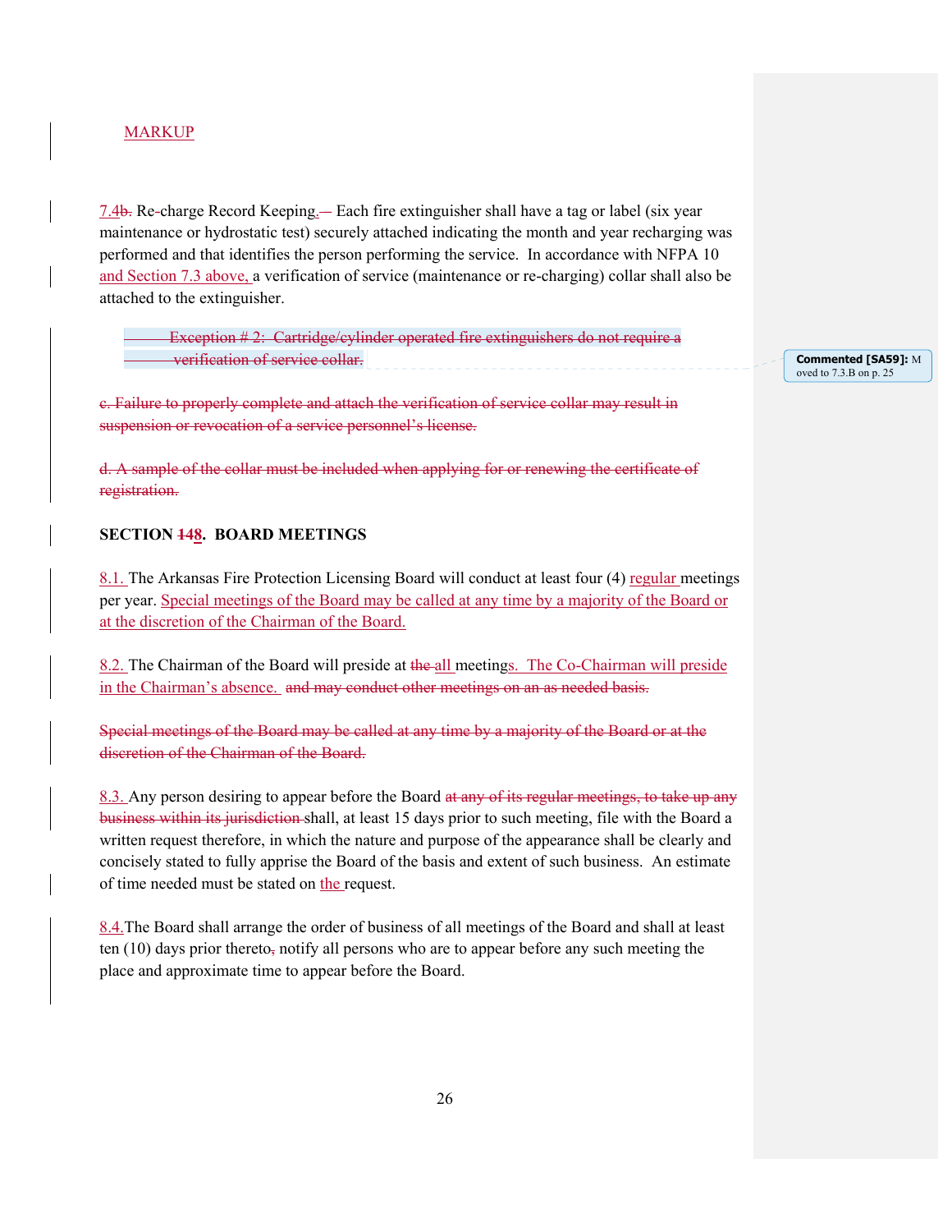MARKUP

7.4b. Re-charge Record Keeping.— Each fire extinguisher shall have a tag or label (six year maintenance or hydrostatic test) securely attached indicating the month and year recharging was performed and that identifies the person performing the service. In accordance with NFPA 10 and Section 7.3 above, a verification of service (maintenance or re-charging) collar shall also be attached to the extinguisher.

~~Exception # 2: Cartridge/cylinder operated fire extinguishers do not require a verification of service collar.~~

Commented [SA59]: Moved to 7.3.B on p. 25

~~c. Failure to properly complete and attach the verification of service collar may result in suspension or revocation of a service personnel's license.~~

~~d. A sample of the collar must be included when applying for or renewing the certificate of registration.~~

**SECTION ~~14~~8. BOARD MEETINGS**

8.1. The Arkansas Fire Protection Licensing Board will conduct at least four (4) regular meetings per year. Special meetings of the Board may be called at any time by a majority of the Board or at the discretion of the Chairman of the Board.

8.2. The Chairman of the Board will preside at ~~the~~ all meetings. The Co-Chairman will preside in the Chairman's absence. ~~and may conduct other meetings on an as needed basis.~~

~~Special meetings of the Board may be called at any time by a majority of the Board or at the discretion of the Chairman of the Board.~~

8.3. Any person desiring to appear before the Board ~~at any of its regular meetings, to take up any business within its jurisdiction~~ shall, at least 15 days prior to such meeting, file with the Board a written request therefore, in which the nature and purpose of the appearance shall be clearly and concisely stated to fully apprise the Board of the basis and extent of such business. An estimate of time needed must be stated on the request.

8.4. The Board shall arrange the order of business of all meetings of the Board and shall at least ten (10) days prior thereto~~,~~ notify all persons who are to appear before any such meeting the place and approximate time to appear before the Board.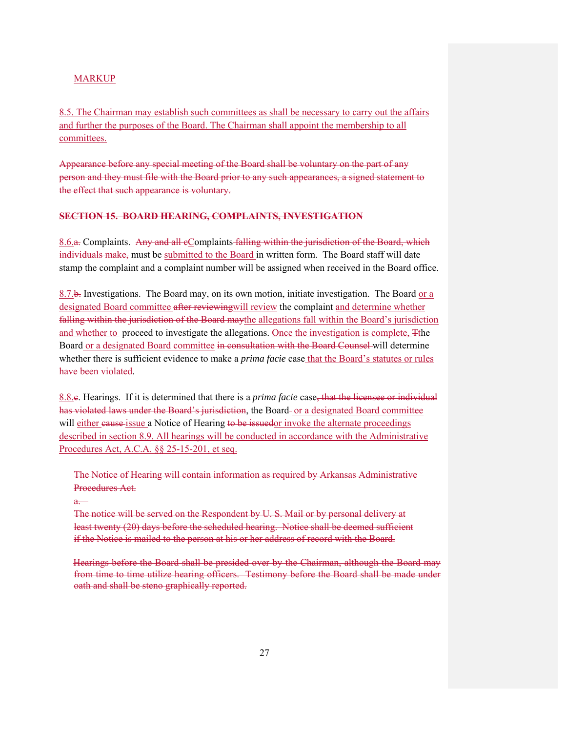MARKUP

8.5. The Chairman may establish such committees as shall be necessary to carry out the affairs and further the purposes of the Board. The Chairman shall appoint the membership to all committees.

~~Appearance before any special meeting of the Board shall be voluntary on the part of any person and they must file with the Board prior to any such appearances, a signed statement to the effect that such appearance is voluntary.~~

~~**SECTION 15. BOARD HEARING, COMPLAINTS, INVESTIGATION**~~

8.6.~~a.~~ Complaints. ~~Any and all c~~Complaints ~~falling within the jurisdiction of the Board, which individuals make,~~ must be submitted to the Board in written form. The Board staff will date stamp the complaint and a complaint number will be assigned when received in the Board office.

8.7.~~b.~~ Investigations. The Board may, on its own motion, initiate investigation. The Board or a designated Board committee ~~after reviewing~~will review the complaint and determine whether ~~falling within the jurisdiction of the Board may~~the allegations fall within the Board's jurisdiction and whether to proceed to investigate the allegations. Once the investigation is complete, ~~T~~the Board or a designated Board committee ~~in consultation with the Board Counsel~~ will determine whether there is sufficient evidence to make a *prima facie* case that the Board's statutes or rules have been violated.

8.8.~~c~~. Hearings. If it is determined that there is a *prima facie* case~~, that the licensee or individual has violated laws under the Board's jurisdiction~~, the Board ~~-~~ or a designated Board committee will either ~~cause~~ issue a Notice of Hearing ~~to be issued~~or invoke the alternate proceedings described in section 8.9. All hearings will be conducted in accordance with the Administrative Procedures Act, A.C.A. §§ 25-15-201, et seq.

~~The Notice of Hearing will contain information as required by Arkansas Administrative Procedures Act.~~

~~a.~~

~~The notice will be served on the Respondent by U. S. Mail or by personal delivery at least twenty (20) days before the scheduled hearing. Notice shall be deemed sufficient if the Notice is mailed to the person at his or her address of record with the Board.~~

~~Hearings before the Board shall be presided over by the Chairman, although the Board may from time to time utilize hearing officers. Testimony before the Board shall be made under oath and shall be steno graphically reported.~~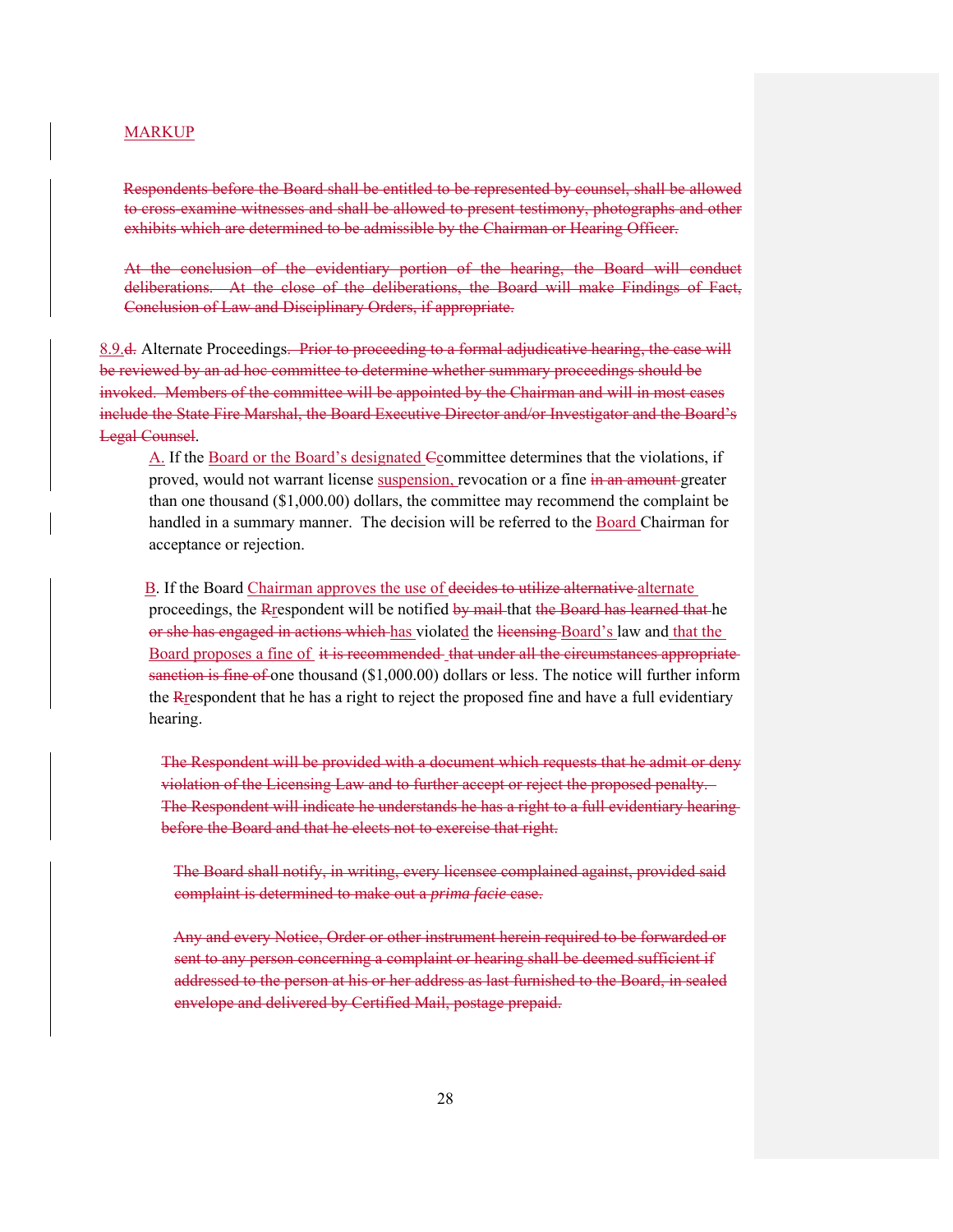MARKUP

~~Respondents before the Board shall be entitled to be represented by counsel, shall be allowed to cross-examine witnesses and shall be allowed to present testimony, photographs and other exhibits which are determined to be admissible by the Chairman or Hearing Officer.~~

~~At the conclusion of the evidentiary portion of the hearing, the Board will conduct deliberations. At the close of the deliberations, the Board will make Findings of Fact, Conclusion of Law and Disciplinary Orders, if appropriate.~~

8.9.~~d.~~ Alternate Proceedings.~~ Prior to proceeding to a formal adjudicative hearing, the case will be reviewed by an ad hoc committee to determine whether summary proceedings should be invoked. Members of the committee will be appointed by the Chairman and will in most cases include the State Fire Marshal, the Board Executive Director and/or Investigator and the Board's Legal Counsel~~.

A. If the Board or the Board's designated ~~C~~committee determines that the violations, if proved, would not warrant license suspension, revocation or a fine ~~in an amount~~ greater than one thousand ($1,000.00) dollars, the committee may recommend the complaint be handled in a summary manner. The decision will be referred to the Board Chairman for acceptance or rejection.

B. If the Board Chairman approves the use of ~~decides to utilize alternative~~ alternate proceedings, the ~~R~~respondent will be notified ~~by mail~~ that ~~the Board has learned that~~ he ~~or she has engaged in actions which~~ has violated the ~~licensing~~ Board's law and that the Board proposes a fine of ~~it is recommended that under all the circumstances appropriate sanction is fine of~~ one thousand ($1,000.00) dollars or less. The notice will further inform the ~~R~~respondent that he has a right to reject the proposed fine and have a full evidentiary hearing.

~~The Respondent will be provided with a document which requests that he admit or deny violation of the Licensing Law and to further accept or reject the proposed penalty. The Respondent will indicate he understands he has a right to a full evidentiary hearing before the Board and that he elects not to exercise that right.~~

~~The Board shall notify, in writing, every licensee complained against, provided said complaint is determined to make out a *prima facie* case.~~

~~Any and every Notice, Order or other instrument herein required to be forwarded or sent to any person concerning a complaint or hearing shall be deemed sufficient if addressed to the person at his or her address as last furnished to the Board, in sealed envelope and delivered by Certified Mail, postage prepaid.~~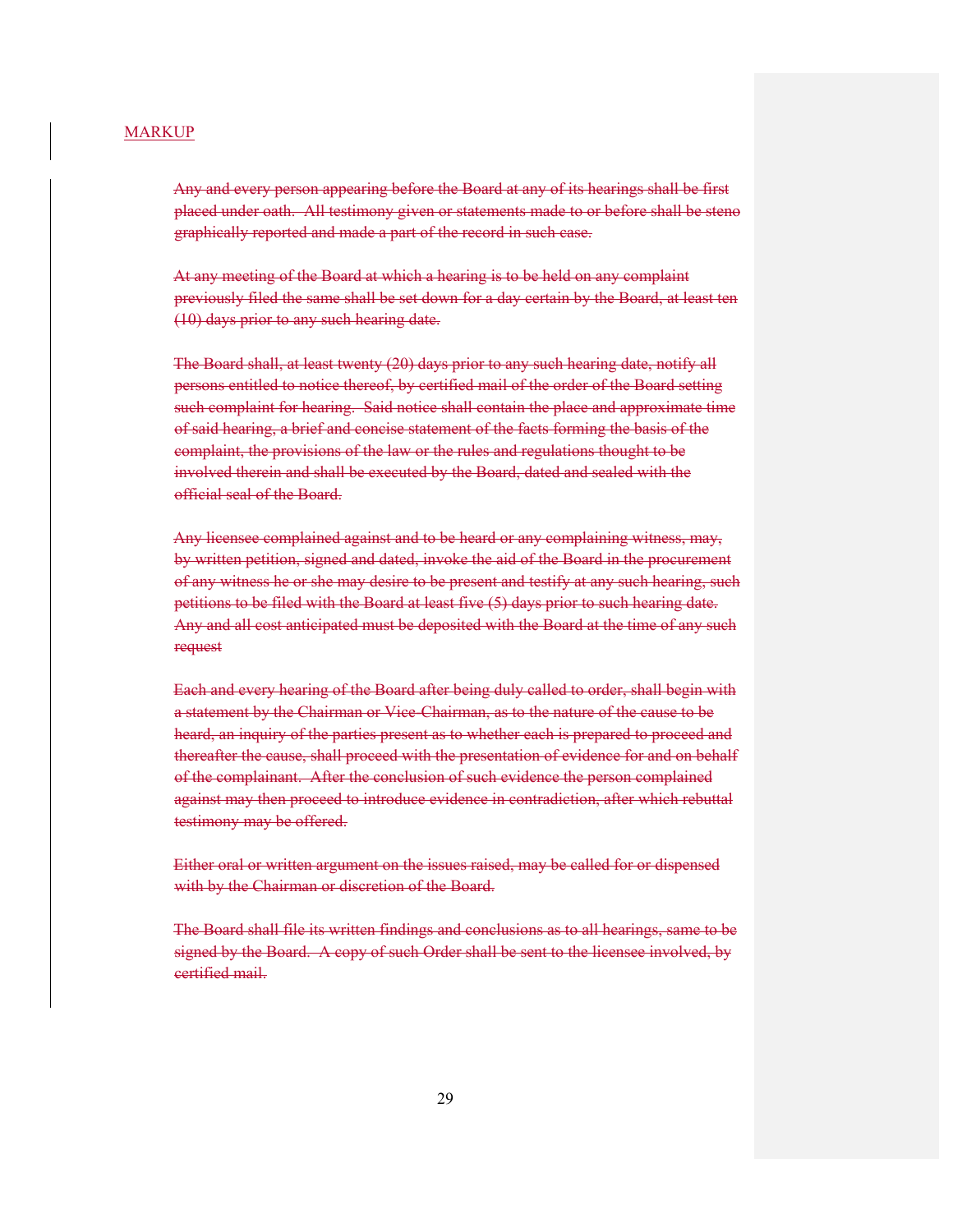MARKUP

~~Any and every person appearing before the Board at any of its hearings shall be first placed under oath. All testimony given or statements made to or before shall be steno graphically reported and made a part of the record in such case.~~

~~At any meeting of the Board at which a hearing is to be held on any complaint previously filed the same shall be set down for a day certain by the Board, at least ten (10) days prior to any such hearing date.~~

~~The Board shall, at least twenty (20) days prior to any such hearing date, notify all persons entitled to notice thereof, by certified mail of the order of the Board setting such complaint for hearing. Said notice shall contain the place and approximate time of said hearing, a brief and concise statement of the facts forming the basis of the complaint, the provisions of the law or the rules and regulations thought to be involved therein and shall be executed by the Board, dated and sealed with the official seal of the Board.~~

~~Any licensee complained against and to be heard or any complaining witness, may, by written petition, signed and dated, invoke the aid of the Board in the procurement of any witness he or she may desire to be present and testify at any such hearing, such petitions to be filed with the Board at least five (5) days prior to such hearing date. Any and all cost anticipated must be deposited with the Board at the time of any such request~~

~~Each and every hearing of the Board after being duly called to order, shall begin with a statement by the Chairman or Vice-Chairman, as to the nature of the cause to be heard, an inquiry of the parties present as to whether each is prepared to proceed and thereafter the cause, shall proceed with the presentation of evidence for and on behalf of the complainant. After the conclusion of such evidence the person complained against may then proceed to introduce evidence in contradiction, after which rebuttal testimony may be offered.~~

~~Either oral or written argument on the issues raised, may be called for or dispensed with by the Chairman or discretion of the Board.~~

~~The Board shall file its written findings and conclusions as to all hearings, same to be signed by the Board. A copy of such Order shall be sent to the licensee involved, by certified mail.~~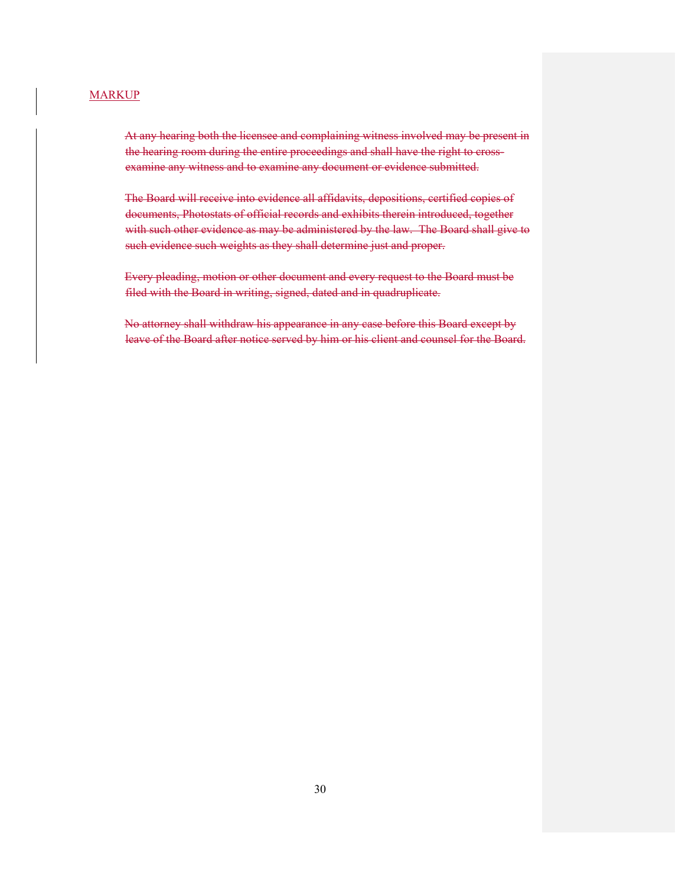MARKUP

~~At any hearing both the licensee and complaining witness involved may be present in the hearing room during the entire proceedings and shall have the right to cross-examine any witness and to examine any document or evidence submitted.~~

~~The Board will receive into evidence all affidavits, depositions, certified copies of documents, Photostats of official records and exhibits therein introduced, together with such other evidence as may be administered by the law. The Board shall give to such evidence such weights as they shall determine just and proper.~~

~~Every pleading, motion or other document and every request to the Board must be filed with the Board in writing, signed, dated and in quadruplicate.~~

~~No attorney shall withdraw his appearance in any case before this Board except by leave of the Board after notice served by him or his client and counsel for the Board.~~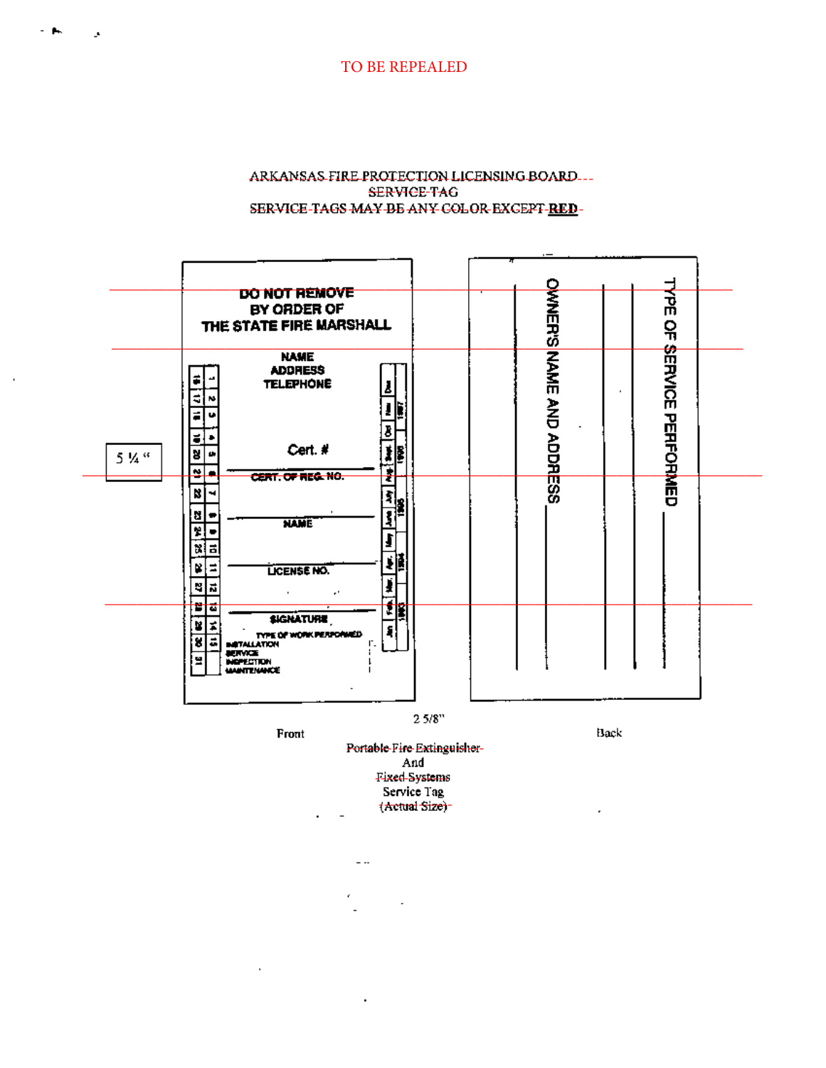TO BE REPEALED

ARKANSAS FIRE PROTECTION LICENSING BOARD

SERVICE TAG

SERVICE TAGS MAY BE ANY COLOR EXCEPT **RED**

**DO NOT REMOVE**
**BY ORDER OF**
**THE STATE FIRE MARSHALL**

**NAME**
**ADDRESS**
**TELEPHONE**

Cert. #

CERT. OF REG. NO.

NAME

LICENSE NO.

SIGNATURE

TYPE OF WORK PERFORMED
INSTALLATION
SERVICE
INSPECTION
MAINTENANCE

1 2 3 4 5 6 7 8 9 10 11 12 13 14 15 16 17 18 19 20 21 22 23 24 25 26 27 28 29 30 31

Jan Feb. Mar. Apr. May June July Aug. Sept. Oct Nov Dec

1993 1994 1995 1996 1997

5 ¼ "

OWNER'S NAME AND ADDRESS

TYPE OF SERVICE PERFORMED

2 5/8"

Front

Back

Portable Fire Extinguisher
And
Fixed Systems
Service Tag
(Actual Size)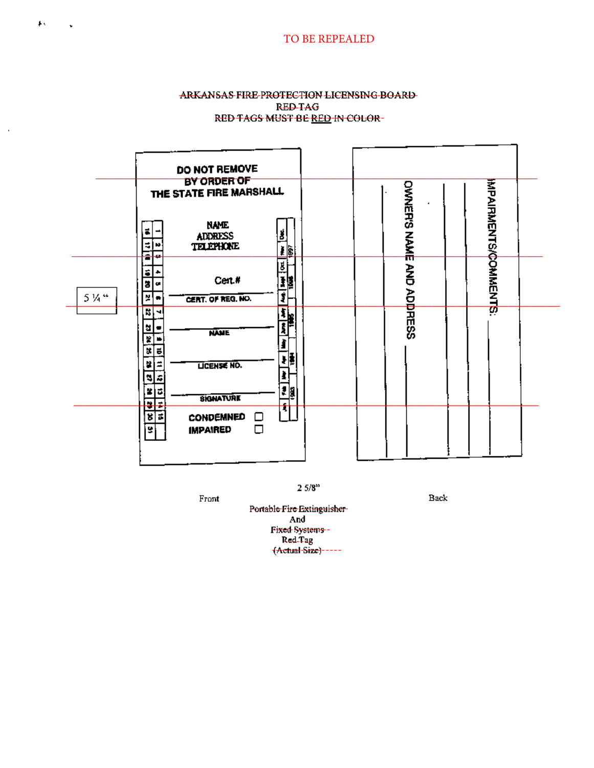TO BE REPEALED

~~ARKANSAS FIRE PROTECTION LICENSING BOARD~~

~~RED TAG~~

~~RED TAGS MUST BE RED IN COLOR~~

**DO NOT REMOVE**
**BY ORDER OF**
**THE STATE FIRE MARSHALL**

NAME
ADDRESS
TELEPHONE

Cert.#

CERT. OF REG. NO.

NAME

LICENSE NO.

SIGNATURE

CONDEMNED ☐
IMPAIRED ☐

1 2 3 4 5 6 7 8 9 10 11 12 13 14 15
16 17 18 19 20 21 22 23 24 25 26 27 28 29 30 31

Dec. Nov. Oct. Sept. Aug. July June May Apr. Mar. Feb. Jan.

1997 1996 1995 1994 1993

OWNER'S NAME AND ADDRESS

IMPAIRMENTS/COMMENTS:

5 ¼ "

2 5/8"

Front

Back

~~Portable Fire Extinguisher~~
And
~~Fixed Systems~~
~~Red Tag~~
~~(Actual Size)~~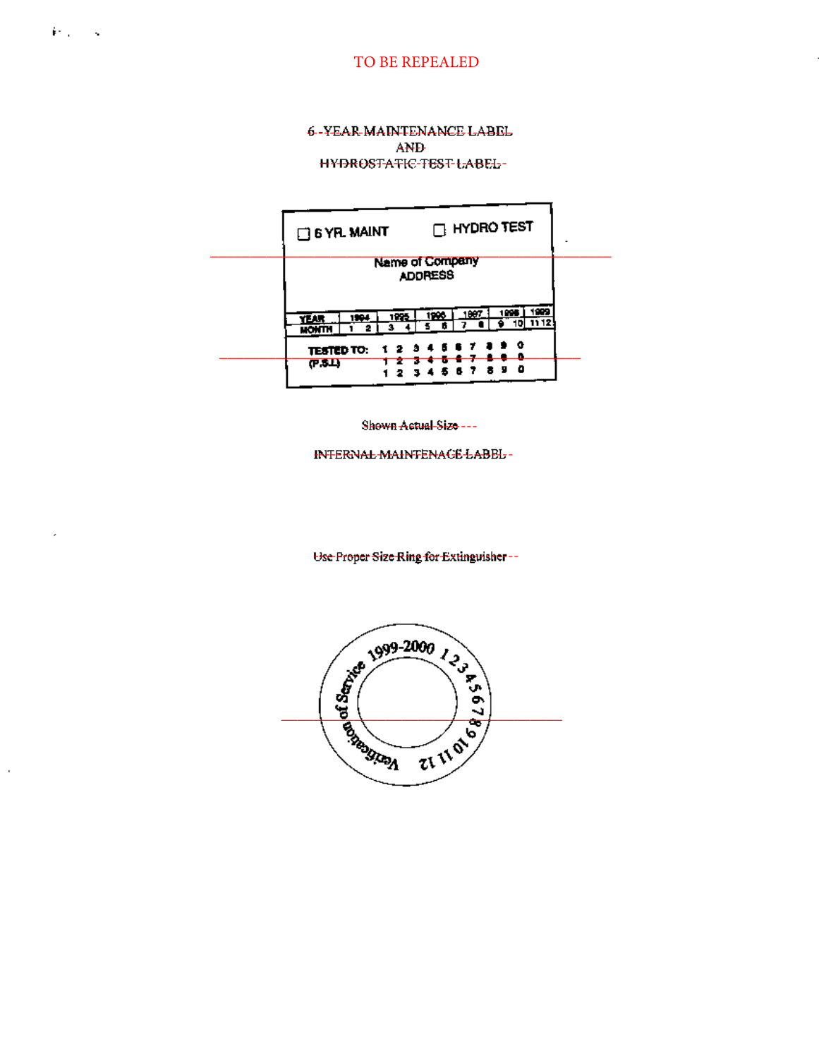TO BE REPEALED

6-YEAR MAINTENANCE LABEL
AND
HYDROSTATIC TEST LABEL

☐ 6 YR. MAINT ☐ HYDRO TEST

Name of Company
ADDRESS

| YEAR | 1994 | | 1995 | | 1996 | | 1997 | | 1998 | | 1999 | |
|---|---|---|---|---|---|---|---|---|---|---|---|---|
| MONTH | 1 | 2 | 3 | 4 | 5 | 6 | 7 | 8 | 9 | 10 | 11 | 12 |

TESTED TO: 1 2 3 4 5 6 7 8 9 0
(P.S.I.) 1 2 3 4 5 6 7 8 9 0
1 2 3 4 5 6 7 8 9 0

Shown Actual Size

INTERNAL MAINTENACE LABEL

Use Proper Size Ring for Extinguisher

Verification of Service 1999-2000 1 2 3 4 5 6 7 8 9 10 11 12